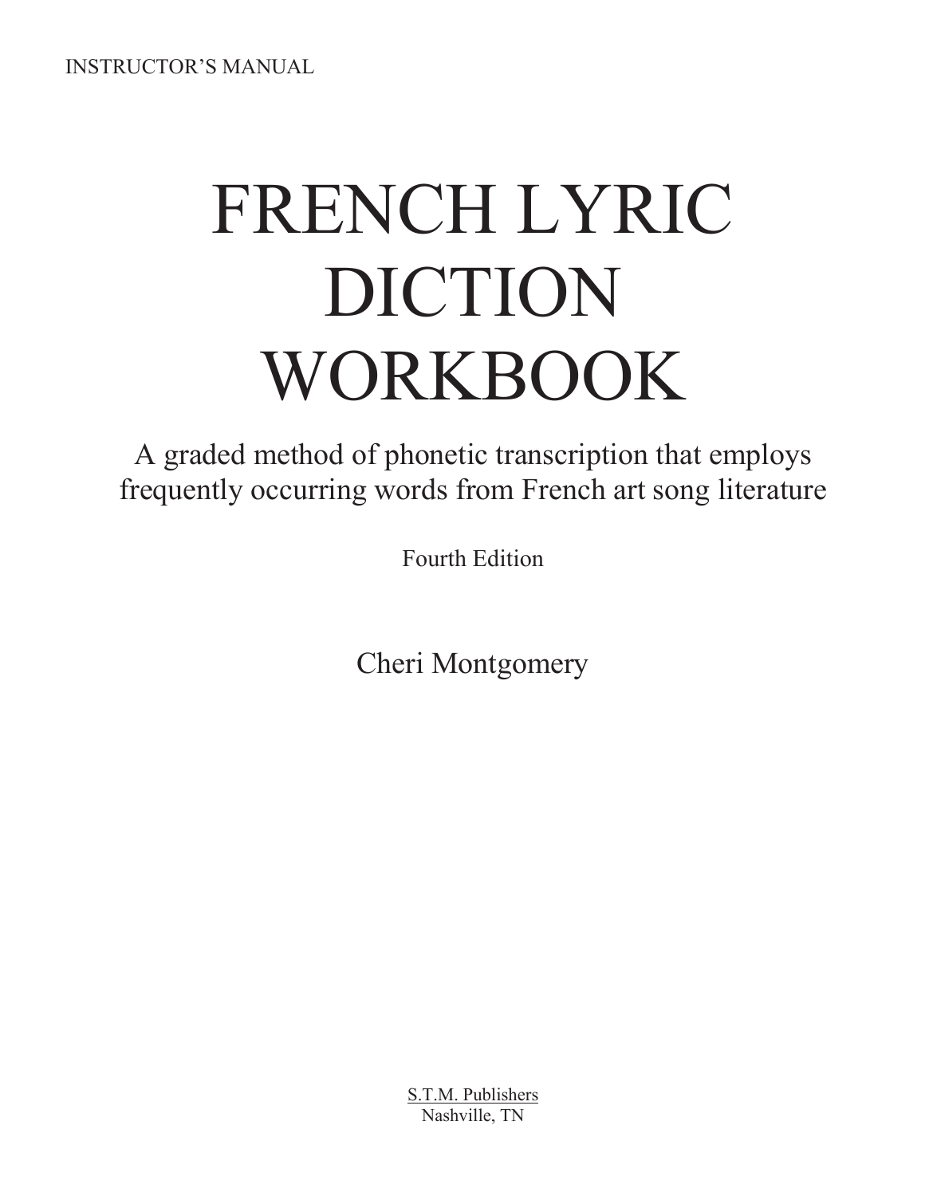INSTRUCTOR'S MANUAL

# FRENCH LYRIC DICTION WORKBOOK

A graded method of phonetic transcription that employs frequently occurring words from French art song literature

Fourth Edition

Cheri Montgomery

S.T.M. Publishers
Nashville, TN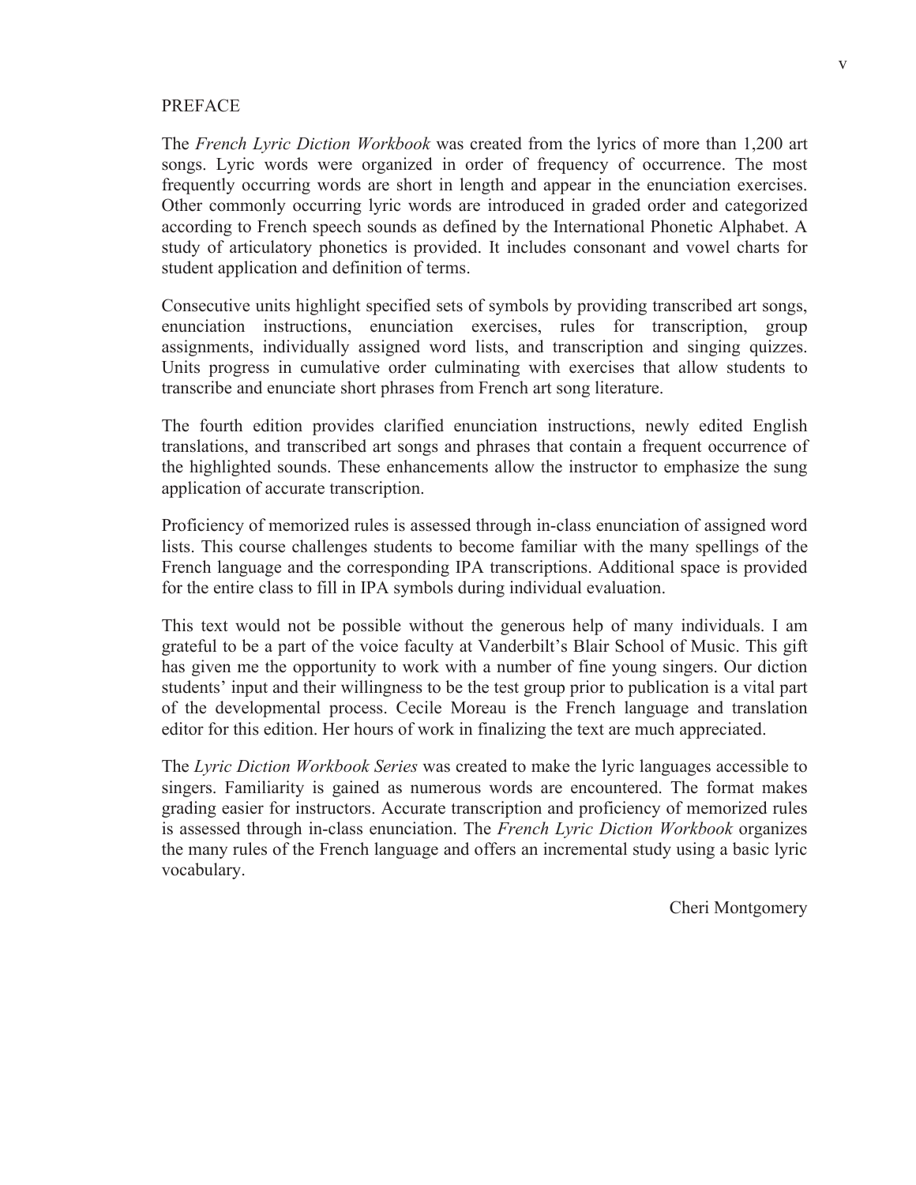# PREFACE

The *French Lyric Diction Workbook* was created from the lyrics of more than 1,200 art songs. Lyric words were organized in order of frequency of occurrence. The most frequently occurring words are short in length and appear in the enunciation exercises. Other commonly occurring lyric words are introduced in graded order and categorized according to French speech sounds as defined by the International Phonetic Alphabet. A study of articulatory phonetics is provided. It includes consonant and vowel charts for student application and definition of terms.

Consecutive units highlight specified sets of symbols by providing transcribed art songs, enunciation instructions, enunciation exercises, rules for transcription, group assignments, individually assigned word lists, and transcription and singing quizzes. Units progress in cumulative order culminating with exercises that allow students to transcribe and enunciate short phrases from French art song literature.

The fourth edition provides clarified enunciation instructions, newly edited English translations, and transcribed art songs and phrases that contain a frequent occurrence of the highlighted sounds. These enhancements allow the instructor to emphasize the sung application of accurate transcription.

Proficiency of memorized rules is assessed through in-class enunciation of assigned word lists. This course challenges students to become familiar with the many spellings of the French language and the corresponding IPA transcriptions. Additional space is provided for the entire class to fill in IPA symbols during individual evaluation.

This text would not be possible without the generous help of many individuals. I am grateful to be a part of the voice faculty at Vanderbilt's Blair School of Music. This gift has given me the opportunity to work with a number of fine young singers. Our diction students' input and their willingness to be the test group prior to publication is a vital part of the developmental process. Cecile Moreau is the French language and translation editor for this edition. Her hours of work in finalizing the text are much appreciated.

The *Lyric Diction Workbook Series* was created to make the lyric languages accessible to singers. Familiarity is gained as numerous words are encountered. The format makes grading easier for instructors. Accurate transcription and proficiency of memorized rules is assessed through in-class enunciation. The *French Lyric Diction Workbook* organizes the many rules of the French language and offers an incremental study using a basic lyric vocabulary.

Cheri Montgomery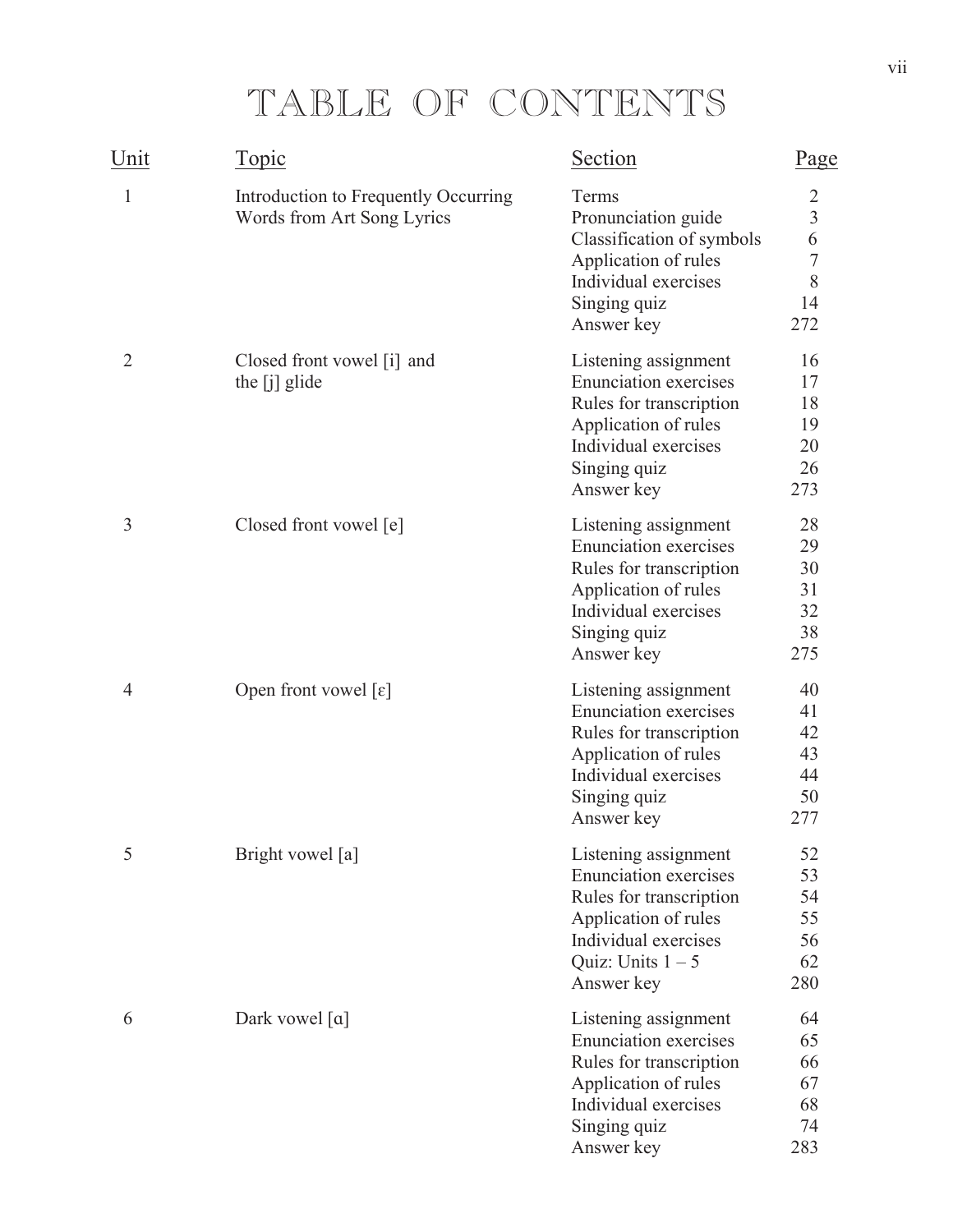# TABLE OF CONTENTS

| Unit | Topic | Section | Page |
|---|---|---|---|
| 1 | Introduction to Frequently Occurring Words from Art Song Lyrics | Terms | 2 |
| | | Pronunciation guide | 3 |
| | | Classification of symbols | 6 |
| | | Application of rules | 7 |
| | | Individual exercises | 8 |
| | | Singing quiz | 14 |
| | | Answer key | 272 |
| 2 | Closed front vowel [i] and the [j] glide | Listening assignment | 16 |
| | | Enunciation exercises | 17 |
| | | Rules for transcription | 18 |
| | | Application of rules | 19 |
| | | Individual exercises | 20 |
| | | Singing quiz | 26 |
| | | Answer key | 273 |
| 3 | Closed front vowel [e] | Listening assignment | 28 |
| | | Enunciation exercises | 29 |
| | | Rules for transcription | 30 |
| | | Application of rules | 31 |
| | | Individual exercises | 32 |
| | | Singing quiz | 38 |
| | | Answer key | 275 |
| 4 | Open front vowel [ɛ] | Listening assignment | 40 |
| | | Enunciation exercises | 41 |
| | | Rules for transcription | 42 |
| | | Application of rules | 43 |
| | | Individual exercises | 44 |
| | | Singing quiz | 50 |
| | | Answer key | 277 |
| 5 | Bright vowel [a] | Listening assignment | 52 |
| | | Enunciation exercises | 53 |
| | | Rules for transcription | 54 |
| | | Application of rules | 55 |
| | | Individual exercises | 56 |
| | | Quiz: Units 1 – 5 | 62 |
| | | Answer key | 280 |
| 6 | Dark vowel [ɑ] | Listening assignment | 64 |
| | | Enunciation exercises | 65 |
| | | Rules for transcription | 66 |
| | | Application of rules | 67 |
| | | Individual exercises | 68 |
| | | Singing quiz | 74 |
| | | Answer key | 283 |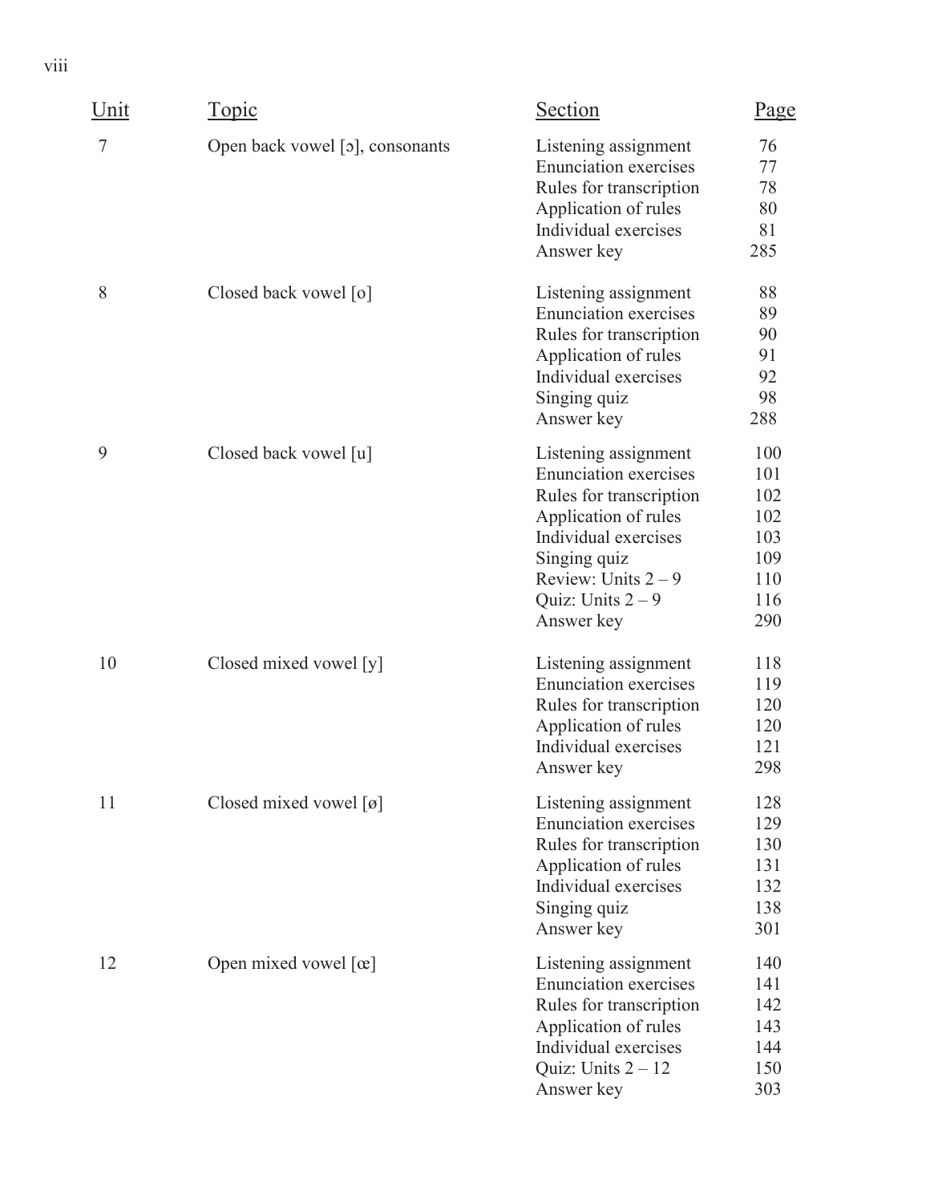| Unit | Topic | Section | Page |
| --- | --- | --- | --- |
| 7 | Open back vowel [ɔ], consonants | Listening assignment | 76 |
| | | Enunciation exercises | 77 |
| | | Rules for transcription | 78 |
| | | Application of rules | 80 |
| | | Individual exercises | 81 |
| | | Answer key | 285 |
| 8 | Closed back vowel [o] | Listening assignment | 88 |
| | | Enunciation exercises | 89 |
| | | Rules for transcription | 90 |
| | | Application of rules | 91 |
| | | Individual exercises | 92 |
| | | Singing quiz | 98 |
| | | Answer key | 288 |
| 9 | Closed back vowel [u] | Listening assignment | 100 |
| | | Enunciation exercises | 101 |
| | | Rules for transcription | 102 |
| | | Application of rules | 102 |
| | | Individual exercises | 103 |
| | | Singing quiz | 109 |
| | | Review: Units 2 – 9 | 110 |
| | | Quiz: Units 2 – 9 | 116 |
| | | Answer key | 290 |
| 10 | Closed mixed vowel [y] | Listening assignment | 118 |
| | | Enunciation exercises | 119 |
| | | Rules for transcription | 120 |
| | | Application of rules | 120 |
| | | Individual exercises | 121 |
| | | Answer key | 298 |
| 11 | Closed mixed vowel [ø] | Listening assignment | 128 |
| | | Enunciation exercises | 129 |
| | | Rules for transcription | 130 |
| | | Application of rules | 131 |
| | | Individual exercises | 132 |
| | | Singing quiz | 138 |
| | | Answer key | 301 |
| 12 | Open mixed vowel [œ] | Listening assignment | 140 |
| | | Enunciation exercises | 141 |
| | | Rules for transcription | 142 |
| | | Application of rules | 143 |
| | | Individual exercises | 144 |
| | | Quiz: Units 2 – 12 | 150 |
| | | Answer key | 303 |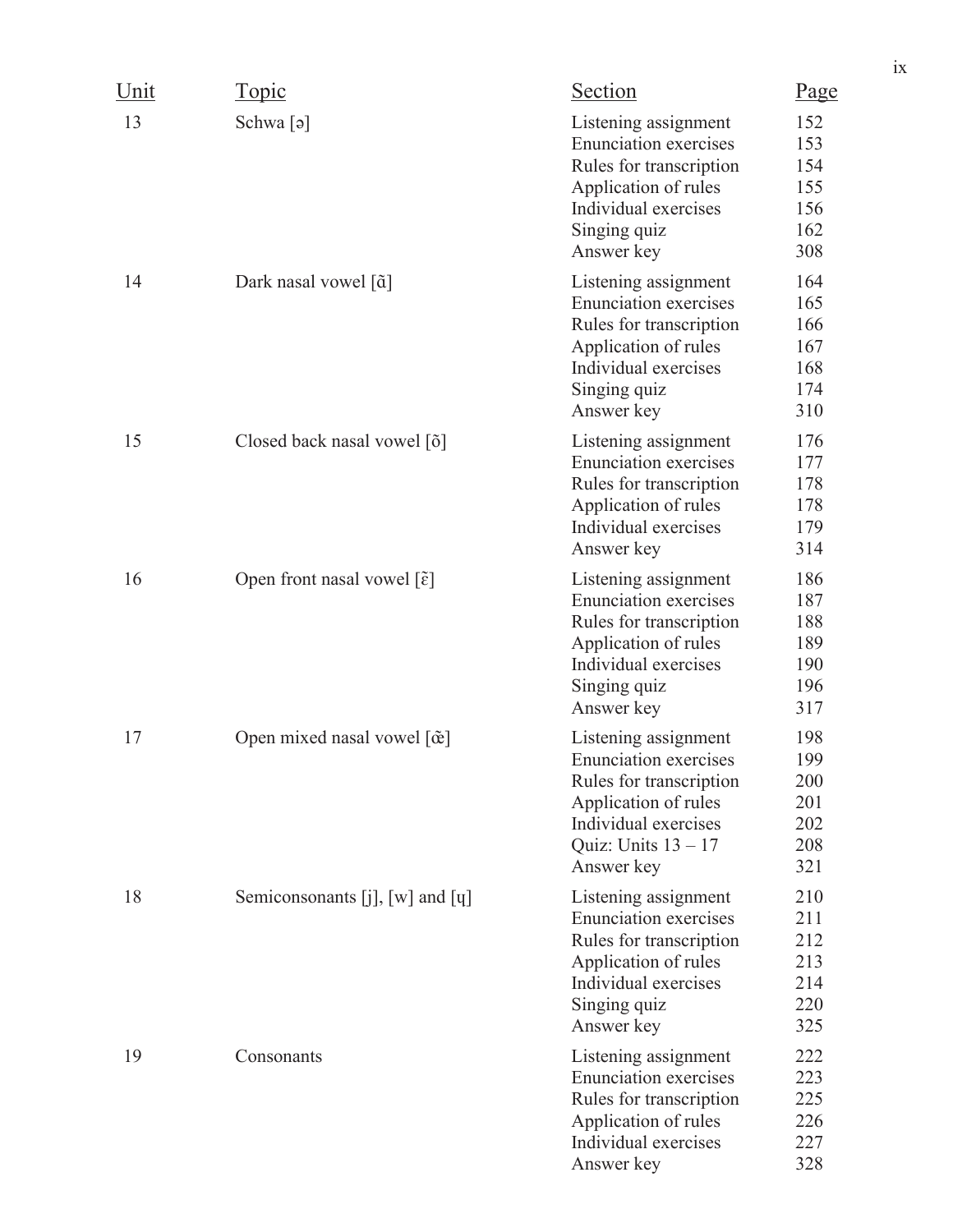| Unit | Topic | Section | Page |
|---|---|---|---|
| 13 | Schwa [ə] | Listening assignment | 152 |
| | | Enunciation exercises | 153 |
| | | Rules for transcription | 154 |
| | | Application of rules | 155 |
| | | Individual exercises | 156 |
| | | Singing quiz | 162 |
| | | Answer key | 308 |
| 14 | Dark nasal vowel [ɑ̃] | Listening assignment | 164 |
| | | Enunciation exercises | 165 |
| | | Rules for transcription | 166 |
| | | Application of rules | 167 |
| | | Individual exercises | 168 |
| | | Singing quiz | 174 |
| | | Answer key | 310 |
| 15 | Closed back nasal vowel [õ] | Listening assignment | 176 |
| | | Enunciation exercises | 177 |
| | | Rules for transcription | 178 |
| | | Application of rules | 178 |
| | | Individual exercises | 179 |
| | | Answer key | 314 |
| 16 | Open front nasal vowel [ɛ̃] | Listening assignment | 186 |
| | | Enunciation exercises | 187 |
| | | Rules for transcription | 188 |
| | | Application of rules | 189 |
| | | Individual exercises | 190 |
| | | Singing quiz | 196 |
| | | Answer key | 317 |
| 17 | Open mixed nasal vowel [œ̃] | Listening assignment | 198 |
| | | Enunciation exercises | 199 |
| | | Rules for transcription | 200 |
| | | Application of rules | 201 |
| | | Individual exercises | 202 |
| | | Quiz: Units 13 – 17 | 208 |
| | | Answer key | 321 |
| 18 | Semiconsonants [j], [w] and [ɥ] | Listening assignment | 210 |
| | | Enunciation exercises | 211 |
| | | Rules for transcription | 212 |
| | | Application of rules | 213 |
| | | Individual exercises | 214 |
| | | Singing quiz | 220 |
| | | Answer key | 325 |
| 19 | Consonants | Listening assignment | 222 |
| | | Enunciation exercises | 223 |
| | | Rules for transcription | 225 |
| | | Application of rules | 226 |
| | | Individual exercises | 227 |
| | | Answer key | 328 |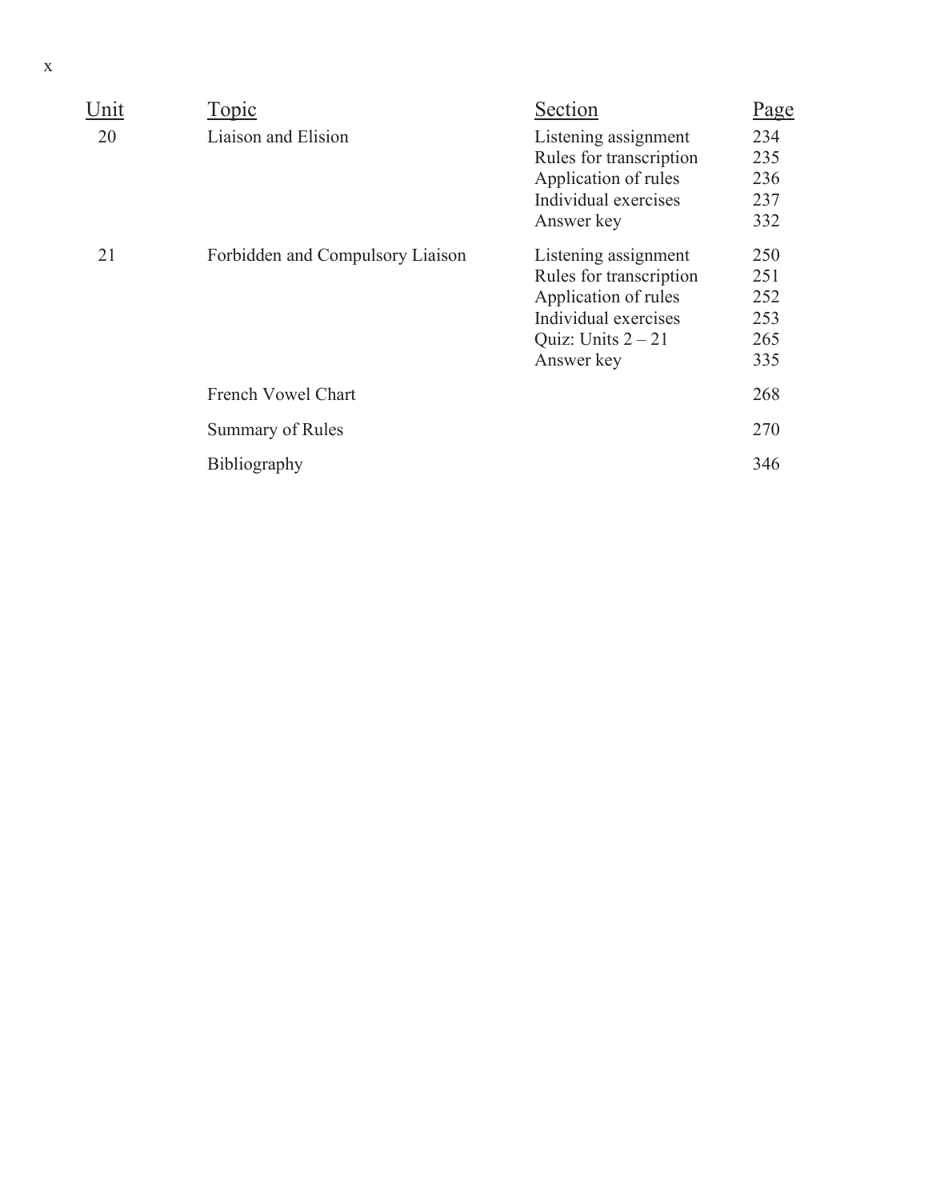| Unit | Topic | Section | Page |
|---|---|---|---|
| 20 | Liaison and Elision | Listening assignment | 234 |
| | | Rules for transcription | 235 |
| | | Application of rules | 236 |
| | | Individual exercises | 237 |
| | | Answer key | 332 |
| 21 | Forbidden and Compulsory Liaison | Listening assignment | 250 |
| | | Rules for transcription | 251 |
| | | Application of rules | 252 |
| | | Individual exercises | 253 |
| | | Quiz: Units 2 – 21 | 265 |
| | | Answer key | 335 |
| | French Vowel Chart | | 268 |
| | Summary of Rules | | 270 |
| | Bibliography | | 346 |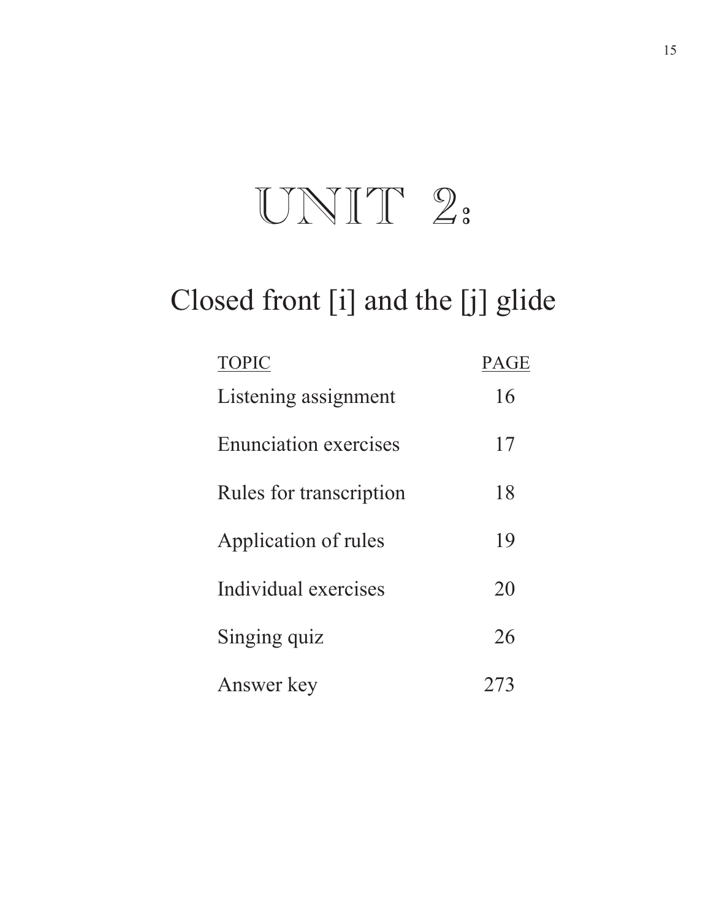# UNIT 2:

## Closed front [i] and the [j] glide

| TOPIC | PAGE |
| --- | --- |
| Listening assignment | 16 |
| Enunciation exercises | 17 |
| Rules for transcription | 18 |
| Application of rules | 19 |
| Individual exercises | 20 |
| Singing quiz | 26 |
| Answer key | 273 |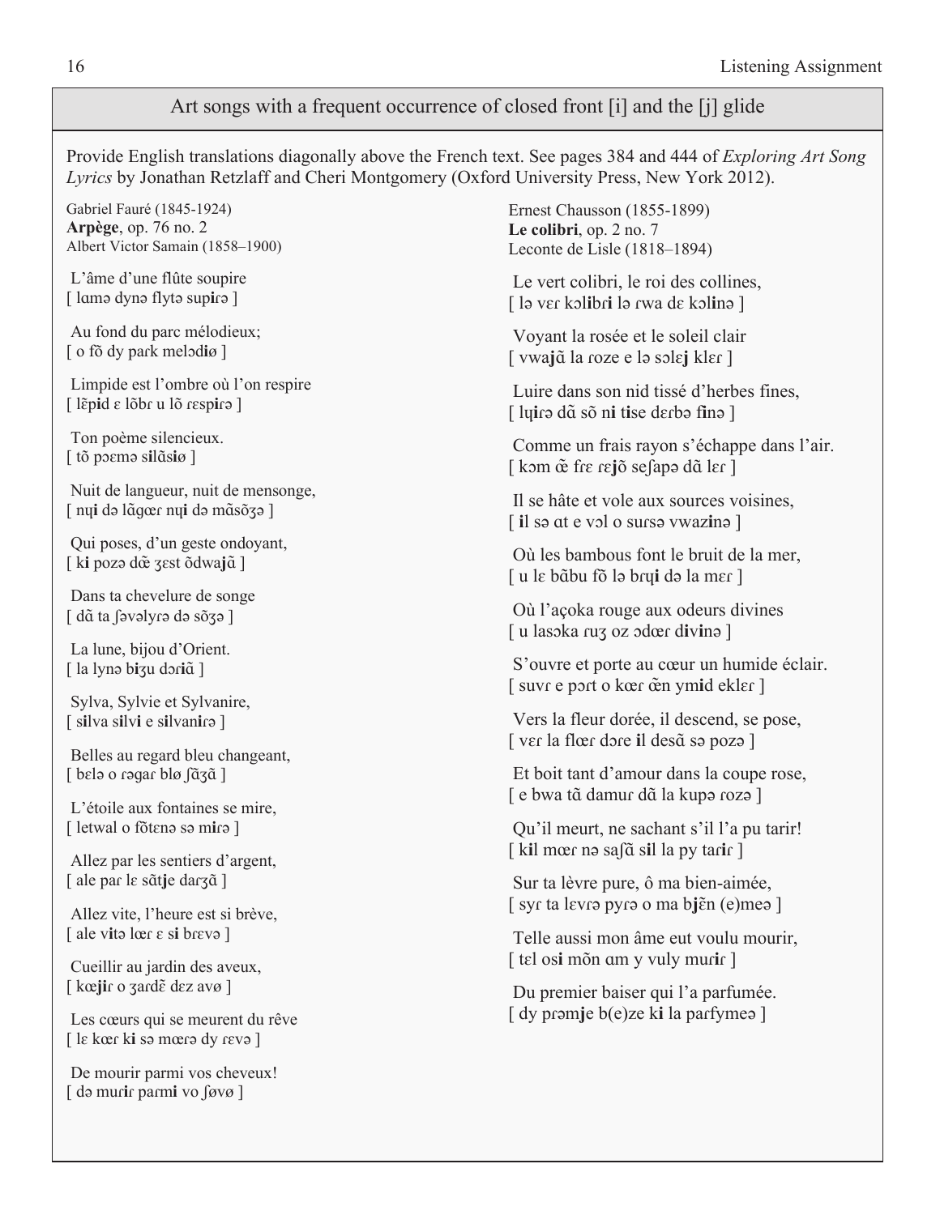## Art songs with a frequent occurrence of closed front [i] and the [j] glide

Provide English translations diagonally above the French text. See pages 384 and 444 of *Exploring Art Song Lyrics* by Jonathan Retzlaff and Cheri Montgomery (Oxford University Press, New York 2012).

Gabriel Fauré (1845-1924)
**Arpège**, op. 76 no. 2
Albert Victor Samain (1858–1900)

L'âme d'une flûte soupire
[ lɑmə dynə flytə sup**i**ɾə ]

Au fond du parc mélodieux;
[ o fõ dy paɾk melɔd**i**ø ]

Limpide est l'ombre où l'on respire
[ lɛ̃p**i**d ɛ lõbɾ u lõ ɾɛsp**i**ɾə ]

Ton poème silencieux.
[ tõ pɔɛmə s**i**lɑ̃s**i**ø ]

Nuit de langueur, nuit de mensonge,
[ nɥ**i** də lɑ̃gœɾ nɥ**i** də mɑ̃sõʒə ]

Qui poses, d'un geste ondoyant,
[ k**i** pozə dœ̃ ʒɛst õdwa**j**ɑ̃ ]

Dans ta chevelure de songe
[ dɑ̃ ta ʃəvəlyɾə də sõʒə ]

La lune, bijou d'Orient.
[ la lynə b**i**ʒu dɔɾ**i**ɑ̃ ]

Sylva, Sylvie et Sylvanire,
[ s**i**lva s**i**lv**i** e s**i**lvan**i**ɾə ]

Belles au regard bleu changeant,
[ bɛlə o ɾəgaɾ blø ʃɑ̃ʒɑ̃ ]

L'étoile aux fontaines se mire,
[ letwal o fõtɛnə sə m**i**ɾə ]

Allez par les sentiers d'argent,
[ ale paɾ lɛ sɑ̃t**j**e daɾʒɑ̃ ]

Allez vite, l'heure est si brève,
[ ale v**i**tə lœɾ ɛ s**i** bɾɛvə ]

Cueillir au jardin des aveux,
[ kœ**j**iɾ o ʒaɾdɛ̃ dɛz avø ]

Les cœurs qui se meurent du rêve
[ lɛ kœɾ k**i** sə mœɾə dy ɾɛvə ]

De mourir parmi vos cheveux!
[ də muɾ**i**ɾ paɾm**i** vo ʃøvø ]

Ernest Chausson (1855-1899)
**Le colibri**, op. 2 no. 7
Leconte de Lisle (1818–1894)

Le vert colibri, le roi des collines,
[ lə vɛɾ kɔl**i**bɾ**i** lə ɾwa dɛ kɔl**i**nə ]

Voyant la rosée et le soleil clair
[ vwa**j**ɑ̃ la ɾoze e lə sɔlɛ**j** klɛɾ ]

Luire dans son nid tissé d'herbes fines,
[ lɥ**i**ɾə dɑ̃ sõ n**i** t**i**se dɛɾbə f**i**nə ]

Comme un frais rayon s'échappe dans l'air.
[ kɔm œ̃ fɾɛ ɾɛ**j**õ seʃapə dɑ̃ lɛɾ ]

Il se hâte et vole aux sources voisines,
[ **i**l sə ɑt e vɔl o suɾsə vwaz**i**nə ]

Où les bambous font le bruit de la mer,
[ u lɛ bɑ̃bu fõ lə bɾɥ**i** də la mɛɾ ]

Où l'açoka rouge aux odeurs divines
[ u lasɔka ɾuʒ oz ɔdœɾ d**i**v**i**nə ]

S'ouvre et porte au cœur un humide éclair.
[ suvɾ e pɔɾt o kœɾ œ̃n ym**i**d eklɛɾ ]

Vers la fleur dorée, il descend, se pose,
[ vɛɾ la flœɾ dɔɾe **i**l desɑ̃ sə pozə ]

Et boit tant d'amour dans la coupe rose,
[ e bwa tɑ̃ damuɾ dɑ̃ la kupə ɾozə ]

Qu'il meurt, ne sachant s'il l'a pu tarir!
[ k**i**l mœɾ nə saʃɑ̃ s**i**l la py taɾ**i**ɾ ]

Sur ta lèvre pure, ô ma bien-aimée,
[ syɾ ta lɛvɾə pyɾə o ma b**j**ɛ̃n (e)meə ]

Telle aussi mon âme eut voulu mourir,
[ tɛl os**i** mõn ɑm y vuly muɾ**i**ɾ ]

Du premier baiser qui l'a parfumée.
[ dy pɾəm**j**e b(e)ze k**i** la paɾfymeə ]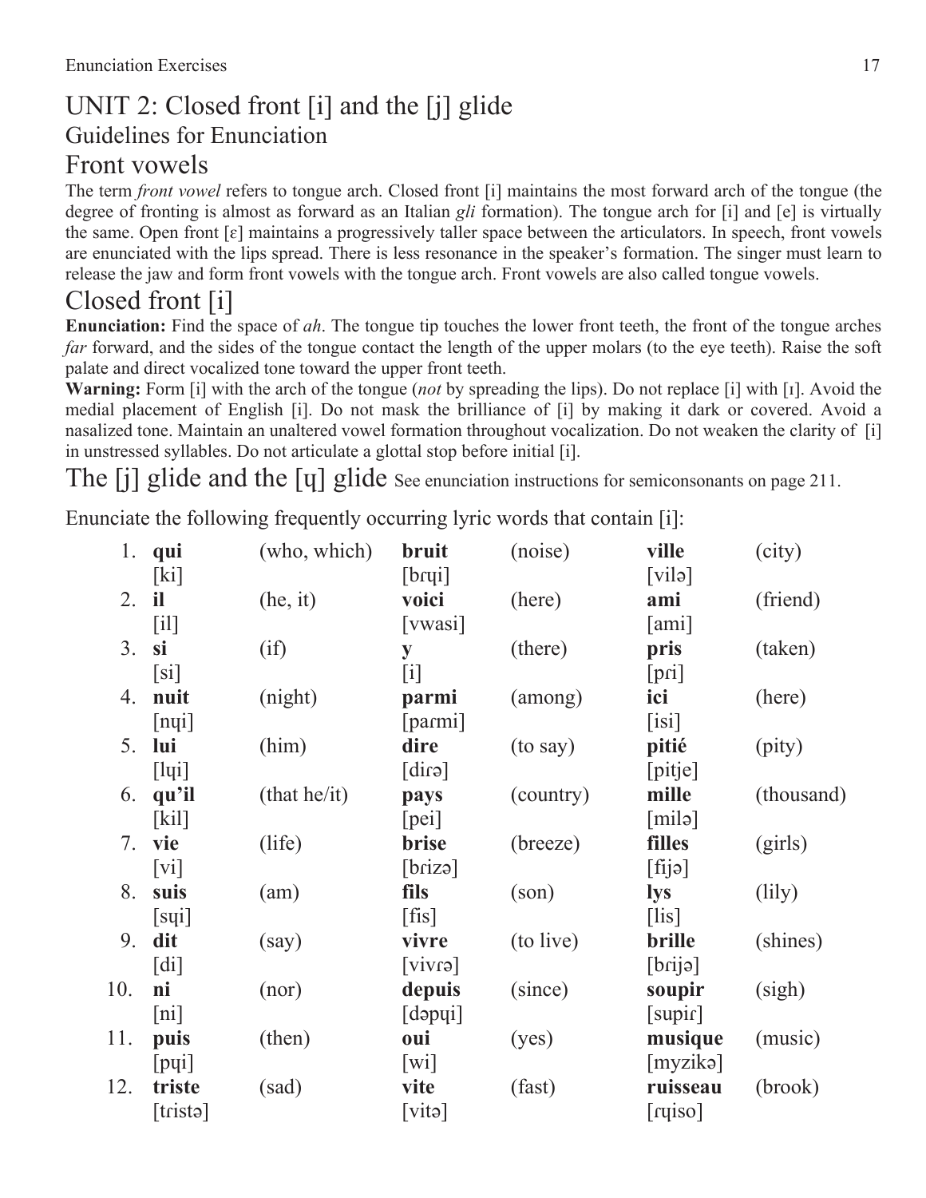# UNIT 2: Closed front [i] and the [j] glide

## Guidelines for Enunciation

## Front vowels

The term *front vowel* refers to tongue arch. Closed front [i] maintains the most forward arch of the tongue (the degree of fronting is almost as forward as an Italian *gli* formation). The tongue arch for [i] and [e] is virtually the same. Open front [ɛ] maintains a progressively taller space between the articulators. In speech, front vowels are enunciated with the lips spread. There is less resonance in the speaker's formation. The singer must learn to release the jaw and form front vowels with the tongue arch. Front vowels are also called tongue vowels.

## Closed front [i]

**Enunciation:** Find the space of *ah*. The tongue tip touches the lower front teeth, the front of the tongue arches *far* forward, and the sides of the tongue contact the length of the upper molars (to the eye teeth). Raise the soft palate and direct vocalized tone toward the upper front teeth.

**Warning:** Form [i] with the arch of the tongue (*not* by spreading the lips). Do not replace [i] with [ɪ]. Avoid the medial placement of English [i]. Do not mask the brilliance of [i] by making it dark or covered. Avoid a nasalized tone. Maintain an unaltered vowel formation throughout vocalization. Do not weaken the clarity of [i] in unstressed syllables. Do not articulate a glottal stop before initial [i].

## The [j] glide and the [ɥ] glide See enunciation instructions for semiconsonants on page 211.

Enunciate the following frequently occurring lyric words that contain [i]:

| | | | | | | |
|---|---|---|---|---|---|---|
| 1. | **qui** [ki] | (who, which) | **bruit** [bɾɥi] | (noise) | **ville** [vilə] | (city) |
| 2. | **il** [il] | (he, it) | **voici** [vwasi] | (here) | **ami** [ami] | (friend) |
| 3. | **si** [si] | (if) | **y** [i] | (there) | **pris** [pɾi] | (taken) |
| 4. | **nuit** [nɥi] | (night) | **parmi** [paɾmi] | (among) | **ici** [isi] | (here) |
| 5. | **lui** [lɥi] | (him) | **dire** [diɾə] | (to say) | **pitié** [pitje] | (pity) |
| 6. | **qu'il** [kil] | (that he/it) | **pays** [pei] | (country) | **mille** [milə] | (thousand) |
| 7. | **vie** [vi] | (life) | **brise** [bɾizə] | (breeze) | **filles** [fijə] | (girls) |
| 8. | **suis** [sɥi] | (am) | **fils** [fis] | (son) | **lys** [lis] | (lily) |
| 9. | **dit** [di] | (say) | **vivre** [vivɾə] | (to live) | **brille** [bɾijə] | (shines) |
| 10. | **ni** [ni] | (nor) | **depuis** [dəpɥi] | (since) | **soupir** [supiɾ] | (sigh) |
| 11. | **puis** [pɥi] | (then) | **oui** [wi] | (yes) | **musique** [myzikə] | (music) |
| 12. | **triste** [tɾistə] | (sad) | **vite** [vitə] | (fast) | **ruisseau** [ɾɥiso] | (brook) |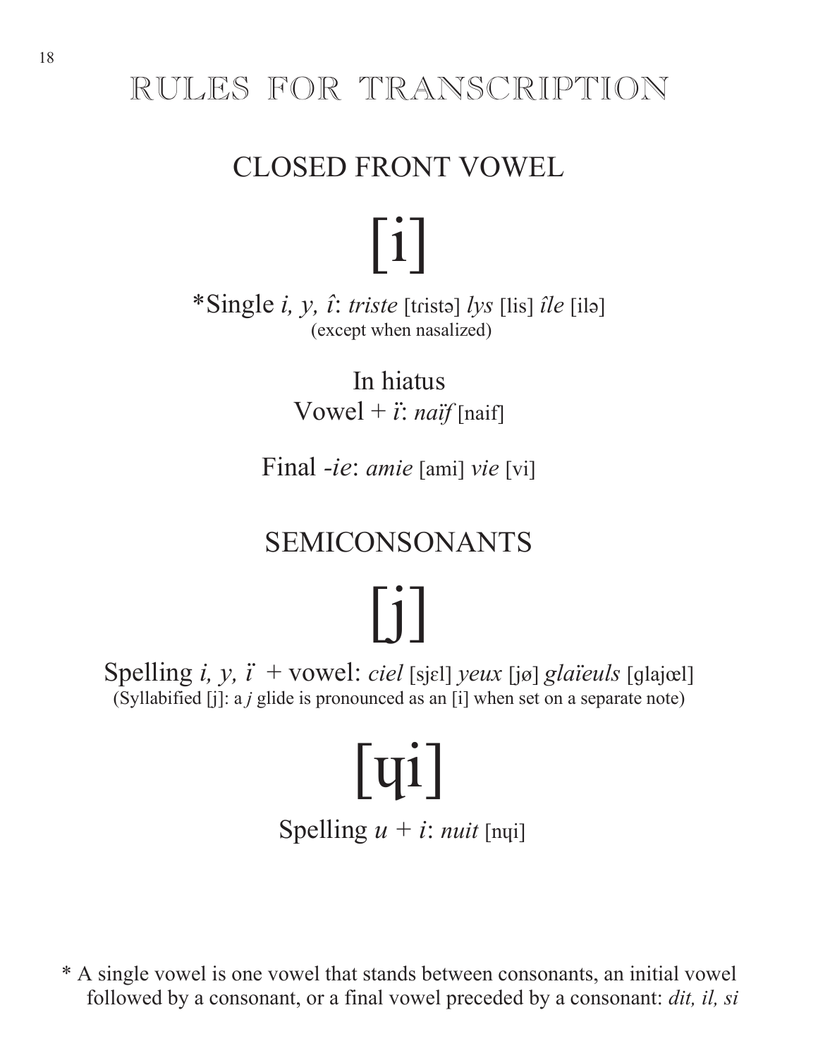# RULES FOR TRANSCRIPTION

## CLOSED FRONT VOWEL

## [i]

*Single *i, y, î*: *triste* [tristə] *lys* [lis] *île* [ilə]
(except when nasalized)

In hiatus
Vowel + *ï*: *naïf* [naif]

Final *-ie*: *amie* [ami] *vie* [vi]

## SEMICONSONANTS

## [j]

Spelling *i, y, ï* + vowel: *ciel* [sjɛl] *yeux* [jø] *glaïeuls* [glajœl]
(Syllabified [j]: a *j* glide is pronounced as an [i] when set on a separate note)

## [ɥi]

Spelling *u* + *i*: *nuit* [nɥi]

* A single vowel is one vowel that stands between consonants, an initial vowel followed by a consonant, or a final vowel preceded by a consonant: *dit, il, si*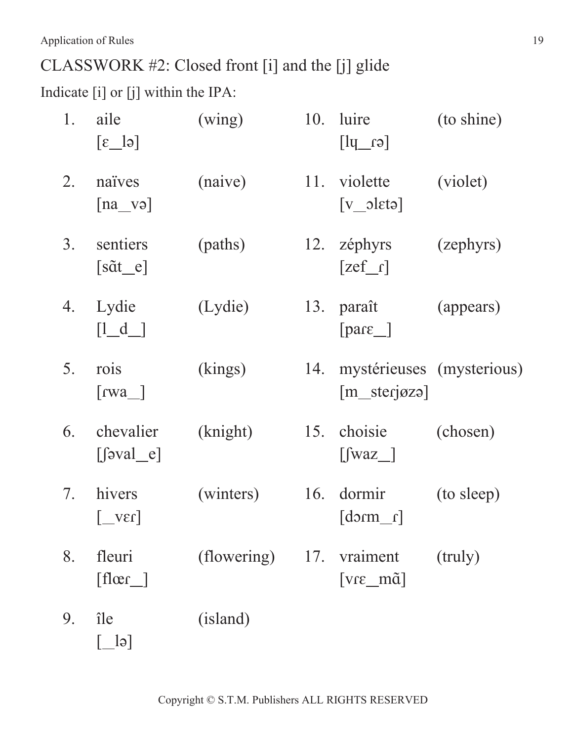## CLASSWORK #2: Closed front [i] and the [j] glide

Indicate [i] or [j] within the IPA:

1. aile (wing)
   [ɛ_lə]

2. naïves (naive)
   [na_və]

3. sentiers (paths)
   [sɑ̃t_e]

4. Lydie (Lydie)
   [l_d_]

5. rois (kings)
   [ɾwa_]

6. chevalier (knight)
   [ʃəval_e]

7. hivers (winters)
   [_vɛɾ]

8. fleuri (flowering)
   [flœɾ_]

9. île (island)
   [_lə]

10. luire (to shine)
    [lɥ_ɾə]

11. violette (violet)
    [v_ɔlɛtə]

12. zéphyrs (zephyrs)
    [zef_ɾ]

13. paraît (appears)
    [paɾɛ_]

14. mystérieuses (mysterious)
    [m_steɾjøzə]

15. choisie (chosen)
    [ʃwaz_]

16. dormir (to sleep)
    [dɔɾm_ɾ]

17. vraiment (truly)
    [vɾɛ_mɑ̃]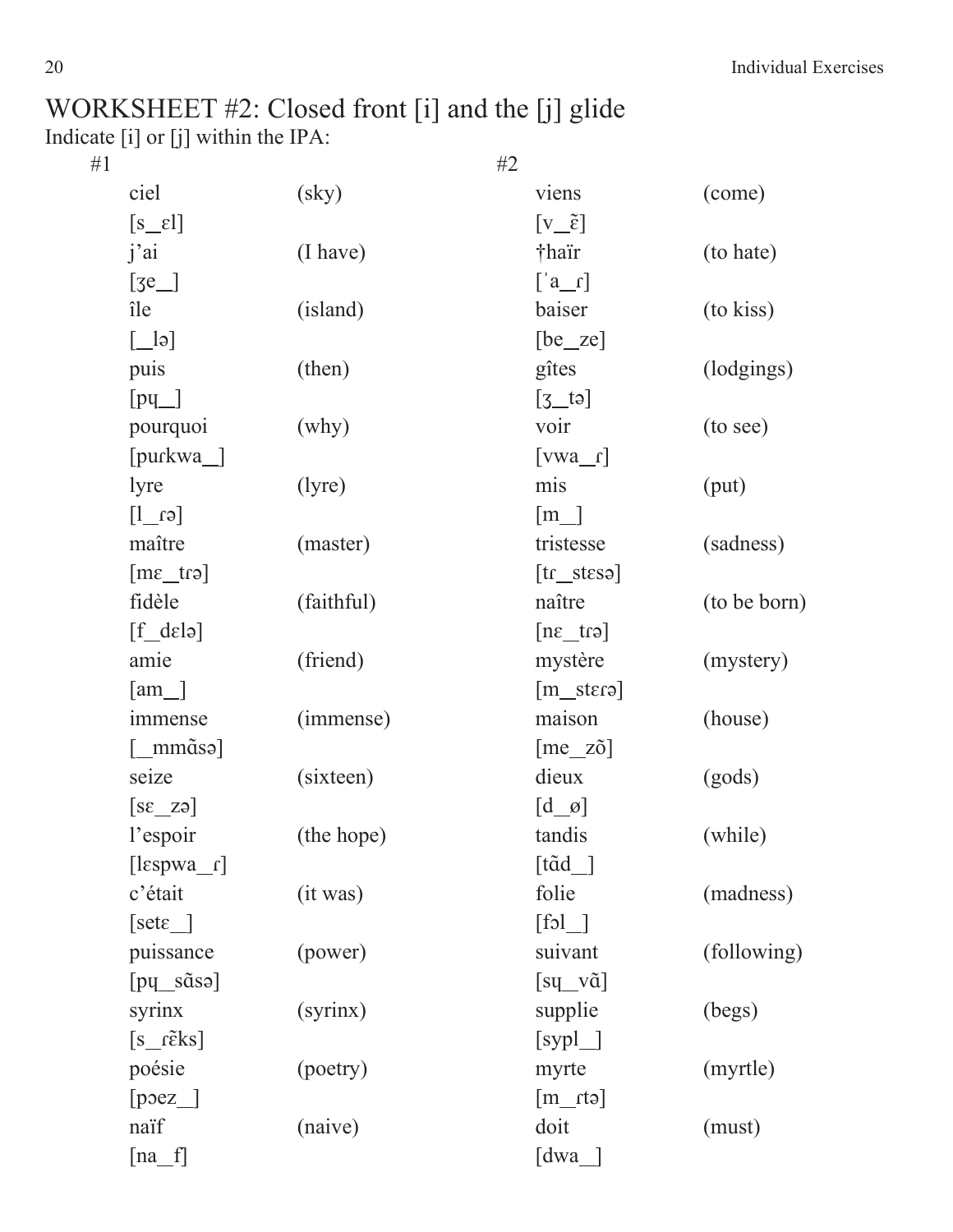# WORKSHEET #2: Closed front [i] and the [j] glide

Indicate [i] or [j] within the IPA:

#1

ciel (sky)
[s__ɛl]

j'ai (I have)
[ʒe__]

île (island)
[__lə]

puis (then)
[pɥ__]

pourquoi (why)
[puɾkwa__]

lyre (lyre)
[l__ɾə]

maître (master)
[mɛ__tɾə]

fidèle (faithful)
[f__dɛlə]

amie (friend)
[am__]

immense (immense)
[__mmɑ̃sə]

seize (sixteen)
[sɛ__zə]

l'espoir (the hope)
[lɛspwa__ɾ]

c'était (it was)
[setɛ__]

puissance (power)
[pɥ__sɑ̃sə]

syrinx (syrinx)
[s__ɾɛ̃ks]

poésie (poetry)
[pɔez__]

naïf (naive)
[na__f]

#2

viens (come)
[v__ɛ̃]

†haïr (to hate)
[ˈa__ɾ]

baiser (to kiss)
[be__ze]

gîtes (lodgings)
[ʒ__tə]

voir (to see)
[vwa__ɾ]

mis (put)
[m__]

tristesse (sadness)
[tɾ__stɛsə]

naître (to be born)
[nɛ__tɾə]

mystère (mystery)
[m__stɛɾə]

maison (house)
[me__zɔ̃]

dieux (gods)
[d__ø]

tandis (while)
[tɑ̃d__]

folie (madness)
[fɔl__]

suivant (following)
[sɥ__vɑ̃]

supplie (begs)
[sypl__]

myrte (myrtle)
[m__ɾtə]

doit (must)
[dwa__]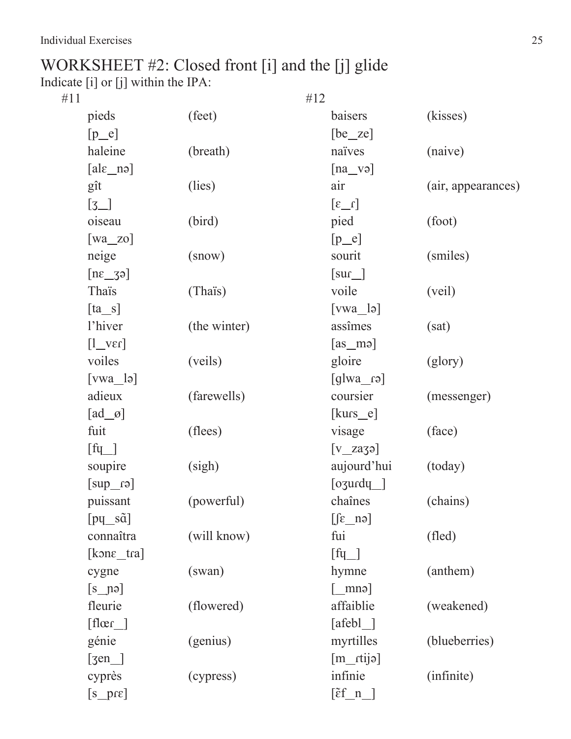# WORKSHEET #2: Closed front [i] and the [j] glide

Indicate [i] or [j] within the IPA:

#11

| | |
|---|---|
| pieds | (feet) |
| [p_e] | |
| haleine | (breath) |
| [alɛ_nə] | |
| gît | (lies) |
| [ʒ_] | |
| oiseau | (bird) |
| [wa_zo] | |
| neige | (snow) |
| [nɛ_ʒə] | |
| Thaïs | (Thaïs) |
| [ta_s] | |
| l'hiver | (the winter) |
| [l_vɛɾ] | |
| voiles | (veils) |
| [vwa_lə] | |
| adieux | (farewells) |
| [ad_ø] | |
| fuit | (flees) |
| [fɥ_] | |
| soupire | (sigh) |
| [sup_ɾə] | |
| puissant | (powerful) |
| [pɥ_sɑ̃] | |
| connaîtra | (will know) |
| [kɔnɛ_tɾa] | |
| cygne | (swan) |
| [s_ɲə] | |
| fleurie | (flowered) |
| [flœɾ_] | |
| génie | (genius) |
| [ʒen_] | |
| cyprès | (cypress) |
| [s_pɾɛ] | |

#12

| | |
|---|---|
| baisers | (kisses) |
| [be_ze] | |
| naïves | (naive) |
| [na_və] | |
| air | (air, appearances) |
| [ɛ_ɾ] | |
| pied | (foot) |
| [p_e] | |
| sourit | (smiles) |
| [suɾ_] | |
| voile | (veil) |
| [vwa_lə] | |
| assîmes | (sat) |
| [as_mə] | |
| gloire | (glory) |
| [glwa_ɾə] | |
| coursier | (messenger) |
| [kuɾs_e] | |
| visage | (face) |
| [v_zaʒə] | |
| aujourd'hui | (today) |
| [oʒuɾdɥ_] | |
| chaînes | (chains) |
| [ʃɛ_nə] | |
| fui | (fled) |
| [fɥ_] | |
| hymne | (anthem) |
| [_mnə] | |
| affaiblie | (weakened) |
| [afebl_] | |
| myrtilles | (blueberries) |
| [m_ɾtijə] | |
| infinie | (infinite) |
| [ɛ̃f_n_] | |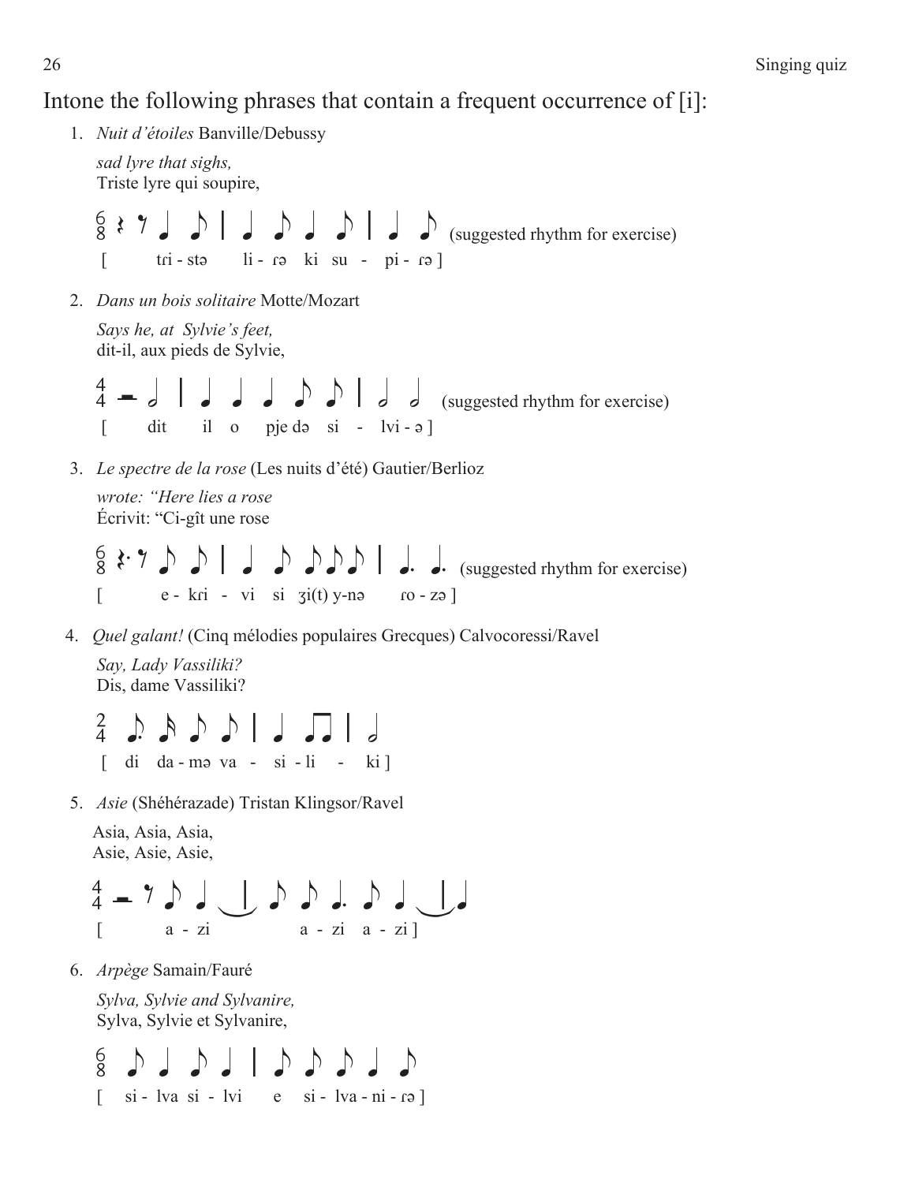## Intone the following phrases that contain a frequent occurrence of [i]:

1. *Nuit d'étoiles* Banville/Debussy

   *sad lyre that sighs,*
   Triste lyre qui soupire,

   6/8 (suggested rhythm for exercise)
   [ tɾi - stə li - ɾə ki su - pi - ɾə ]

2. *Dans un bois solitaire* Motte/Mozart

   *Says he, at Sylvie's feet,*
   dit-il, aux pieds de Sylvie,

   4/4 (suggested rhythm for exercise)
   [ dit il o pje də si - lvi - ə ]

3. *Le spectre de la rose* (Les nuits d'été) Gautier/Berlioz

   *wrote: "Here lies a rose*
   Écrivit: "Ci-gît une rose

   6/8 (suggested rhythm for exercise)
   [ e - kɾi - vi si ʒi(t) y-nə ɾo - zə ]

4. *Quel galant!* (Cinq mélodies populaires Grecques) Calvocoressi/Ravel

   *Say, Lady Vassiliki?*
   Dis, dame Vassiliki?

   2/4
   [ di da - mə va - si - li - ki ]

5. *Asie* (Shéhérazade) Tristan Klingsor/Ravel

   Asia, Asia, Asia,
   Asie, Asie, Asie,

   4/4
   [ a - zi a - zi a - zi ]

6. *Arpège* Samain/Fauré

   *Sylva, Sylvie and Sylvanire,*
   Sylva, Sylvie et Sylvanire,

   6/8
   [ si - lva si - lvi e si - lva - ni - ɾə ]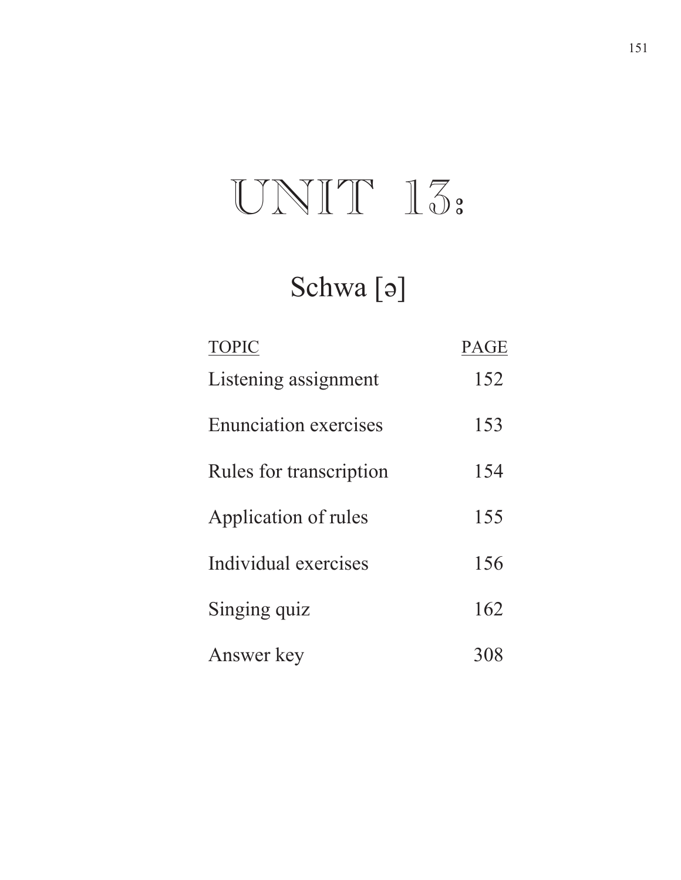# UNIT 13:

## Schwa [ə]

| TOPIC | PAGE |
| --- | --- |
| Listening assignment | 152 |
| Enunciation exercises | 153 |
| Rules for transcription | 154 |
| Application of rules | 155 |
| Individual exercises | 156 |
| Singing quiz | 162 |
| Answer key | 308 |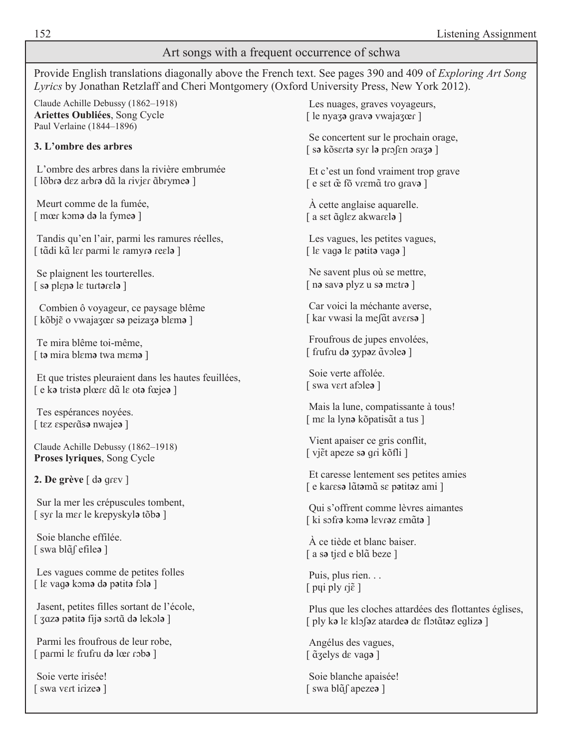## Art songs with a frequent occurrence of schwa

Provide English translations diagonally above the French text. See pages 390 and 409 of *Exploring Art Song Lyrics* by Jonathan Retzlaff and Cheri Montgomery (Oxford University Press, New York 2012).

Claude Achille Debussy (1862–1918)
**Ariettes Oubliées**, Song Cycle
Paul Verlaine (1844–1896)

**3. L'ombre des arbres**

L'ombre des arbres dans la rivière embrumée
[ lõbrə dɛz arbrə dɑ̃ la ɾivjɛɾ ɑ̃bɾymeə ]

Meurt comme de la fumée,
[ mœɾ kɔmə də la fymeə ]

Tandis qu'en l'air, parmi les ramures réelles,
[ tɑ̃di kɑ̃ lɛɾ paɾmi lɛ ɾamyɾə ɾeɛlə ]

Se plaignent les tourterelles.
[ sə plɛɲə lɛ tuɾtəɾɛlə ]

Combien ô voyageur, ce paysage blême
[ kõbjɛ̃ o vwajaʒœɾ sə peizaʒə blɛmə ]

Te mira blême toi-même,
[ tə miɾa blɛmə twa mɛmə ]

Et que tristes pleuraient dans les hautes feuillées,
[ e kə tristə plœɾɛ dɑ̃ lɛ otə fœjeə ]

Tes espérances noyées.
[ tɛz ɛspeɾɑ̃sə nwajeə ]

Claude Achille Debussy (1862–1918)
**Proses lyriques**, Song Cycle

**2. De grève** [ də gɾɛv ]

Sur la mer les crépuscules tombent,
[ syɾ la mɛɾ le kɾepyskylə tõbə ]

Soie blanche effilée.
[ swa blɑ̃ʃ efileə ]

Les vagues comme de petites folles
[ lɛ vagə kɔmə də pətitə fɔlə ]

Jasent, petites filles sortant de l'école,
[ ʒazə pətitə fijə sɔɾtɑ̃ də lekɔlə ]

Parmi les froufrous de leur robe,
[ paɾmi lɛ fɾufɾu də lœɾ ɾɔbə ]

Soie verte irisée!
[ swa vɛɾt iɾizeə ]

Les nuages, graves voyageurs,
[ le nyaʒə gɾavə vwajaʒœɾ ]

Se concertent sur le prochain orage,
[ sə kõsɛɾtə syɾ lə pɾɔʃɛn ɔɾaʒə ]

Et c'est un fond vraiment trop grave
[ e sɛt œ̃ fõ vɾɛmɑ̃ tɾo gɾavə ]

À cette anglaise aquarelle.
[ a sɛt ɑ̃glɛz akwaɾɛlə ]

Les vagues, les petites vagues,
[ lɛ vagə lɛ pətitə vagə ]

Ne savent plus où se mettre,
[ nə savə plyz u sə mɛtɾə ]

Car voici la méchante averse,
[ kaɾ vwasi la meʃɑ̃t avɛɾsə ]

Froufrous de jupes envolées,
[ fɾufɾu də ʒypəz ɑ̃vɔleə ]

Soie verte affolée.
[ swa vɛɾt afɔleə ]

Mais la lune, compatissante à tous!
[ mɛ la lynə kõpatisɑ̃t a tus ]

Vient apaiser ce gris conflit,
[ vjɛ̃t apeze sə gɾi kõfli ]

Et caresse lentement ses petites amies
[ e kaɾɛsə lɑ̃təmɑ̃ sɛ pətitəz ami ]

Qui s'offrent comme lèvres aimantes
[ ki sɔfɾə kɔmə lɛvɾəz ɛmɑ̃tə ]

À ce tiède et blanc baiser.
[ a sə tjɛd e blɑ̃ beze ]

Puis, plus rien. . .
[ pɥi ply ɾjɛ̃ ]

Plus que les cloches attardées des flottantes églises,
[ ply kə lɛ klɔʃəz ataɾdeə dɛ flɔtɑ̃təz eglizə ]

Angélus des vagues,
[ ɑ̃ʒelys dɛ vagə ]

Soie blanche apaisée!
[ swa blɑ̃ʃ apezeə ]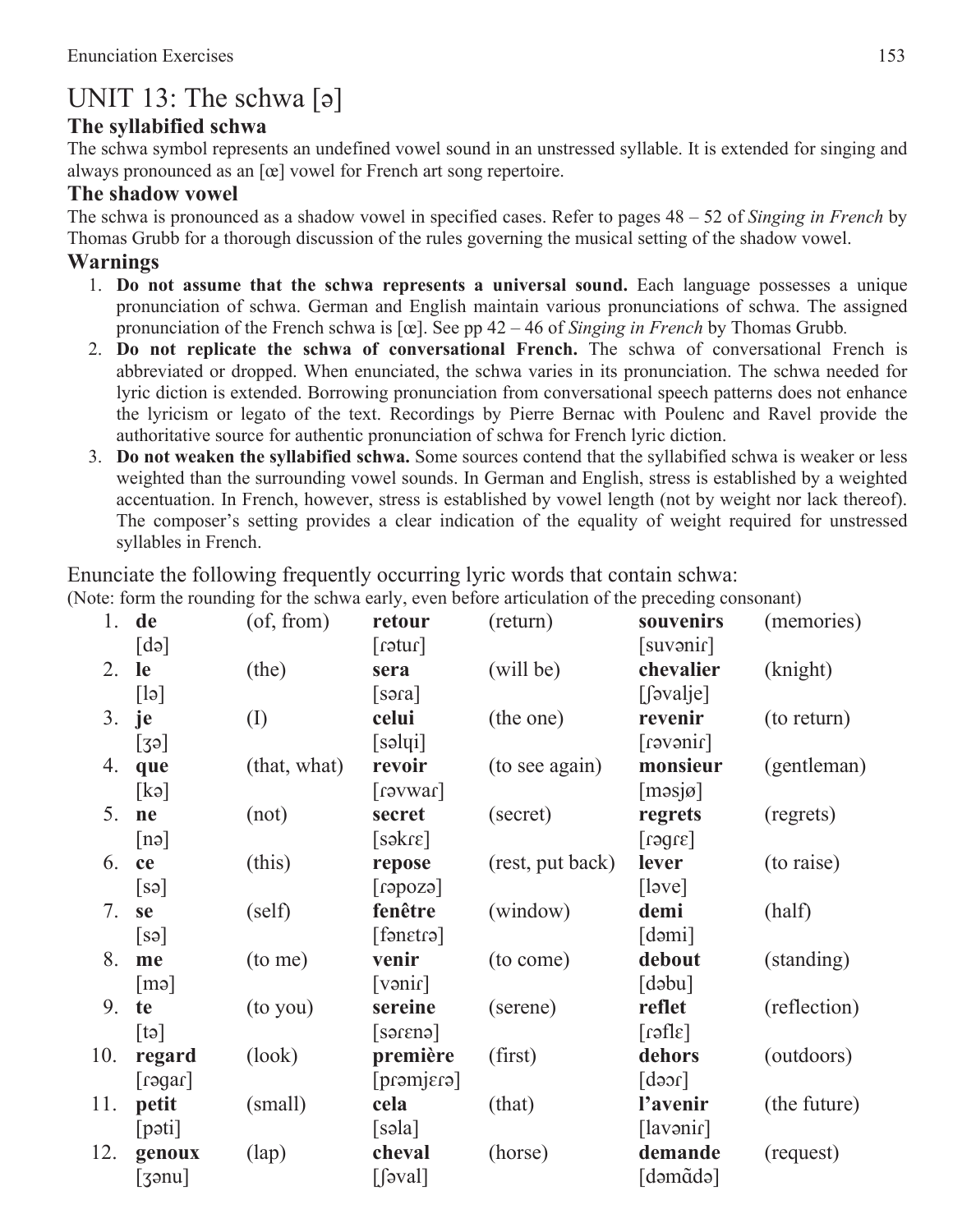# UNIT 13: The schwa [ə]

### The syllabified schwa

The schwa symbol represents an undefined vowel sound in an unstressed syllable. It is extended for singing and always pronounced as an [œ] vowel for French art song repertoire.

### The shadow vowel

The schwa is pronounced as a shadow vowel in specified cases. Refer to pages 48 – 52 of *Singing in French* by Thomas Grubb for a thorough discussion of the rules governing the musical setting of the shadow vowel.

### Warnings

1. **Do not assume that the schwa represents a universal sound.** Each language possesses a unique pronunciation of schwa. German and English maintain various pronunciations of schwa. The assigned pronunciation of the French schwa is [œ]. See pp 42 – 46 of *Singing in French* by Thomas Grubb.
2. **Do not replicate the schwa of conversational French.** The schwa of conversational French is abbreviated or dropped. When enunciated, the schwa varies in its pronunciation. The schwa needed for lyric diction is extended. Borrowing pronunciation from conversational speech patterns does not enhance the lyricism or legato of the text. Recordings by Pierre Bernac with Poulenc and Ravel provide the authoritative source for authentic pronunciation of schwa for French lyric diction.
3. **Do not weaken the syllabified schwa.** Some sources contend that the syllabified schwa is weaker or less weighted than the surrounding vowel sounds. In German and English, stress is established by a weighted accentuation. In French, however, stress is established by vowel length (not by weight nor lack thereof). The composer's setting provides a clear indication of the equality of weight required for unstressed syllables in French.

Enunciate the following frequently occurring lyric words that contain schwa:

(Note: form the rounding for the schwa early, even before articulation of the preceding consonant)

| | | | | | | |
|---|---|---|---|---|---|---|
| 1. | **de** [də] | (of, from) | **retour** [ɾətuɾ] | (return) | **souvenirs** [suvəniɾ] | (memories) |
| 2. | **le** [lə] | (the) | **sera** [səɾa] | (will be) | **chevalier** [ʃəvalje] | (knight) |
| 3. | **je** [ʒə] | (I) | **celui** [səlɥi] | (the one) | **revenir** [ɾəvəniɾ] | (to return) |
| 4. | **que** [kə] | (that, what) | **revoir** [ɾəvwaɾ] | (to see again) | **monsieur** [məsjø] | (gentleman) |
| 5. | **ne** [nə] | (not) | **secret** [səkɾɛ] | (secret) | **regrets** [ɾəgɾɛ] | (regrets) |
| 6. | **ce** [sə] | (this) | **repose** [ɾəpozə] | (rest, put back) | **lever** [ləve] | (to raise) |
| 7. | **se** [sə] | (self) | **fenêtre** [fənɛtɾə] | (window) | **demi** [dəmi] | (half) |
| 8. | **me** [mə] | (to me) | **venir** [vəniɾ] | (to come) | **debout** [dəbu] | (standing) |
| 9. | **te** [tə] | (to you) | **sereine** [səɾɛnə] | (serene) | **reflet** [ɾəflɛ] | (reflection) |
| 10. | **regard** [ɾəgaɾ] | (look) | **première** [pɾəmjɛɾə] | (first) | **dehors** [dəɔɾ] | (outdoors) |
| 11. | **petit** [pəti] | (small) | **cela** [səla] | (that) | **l'avenir** [lavəniɾ] | (the future) |
| 12. | **genoux** [ʒənu] | (lap) | **cheval** [ʃəval] | (horse) | **demande** [dəmɑ̃də] | (request) |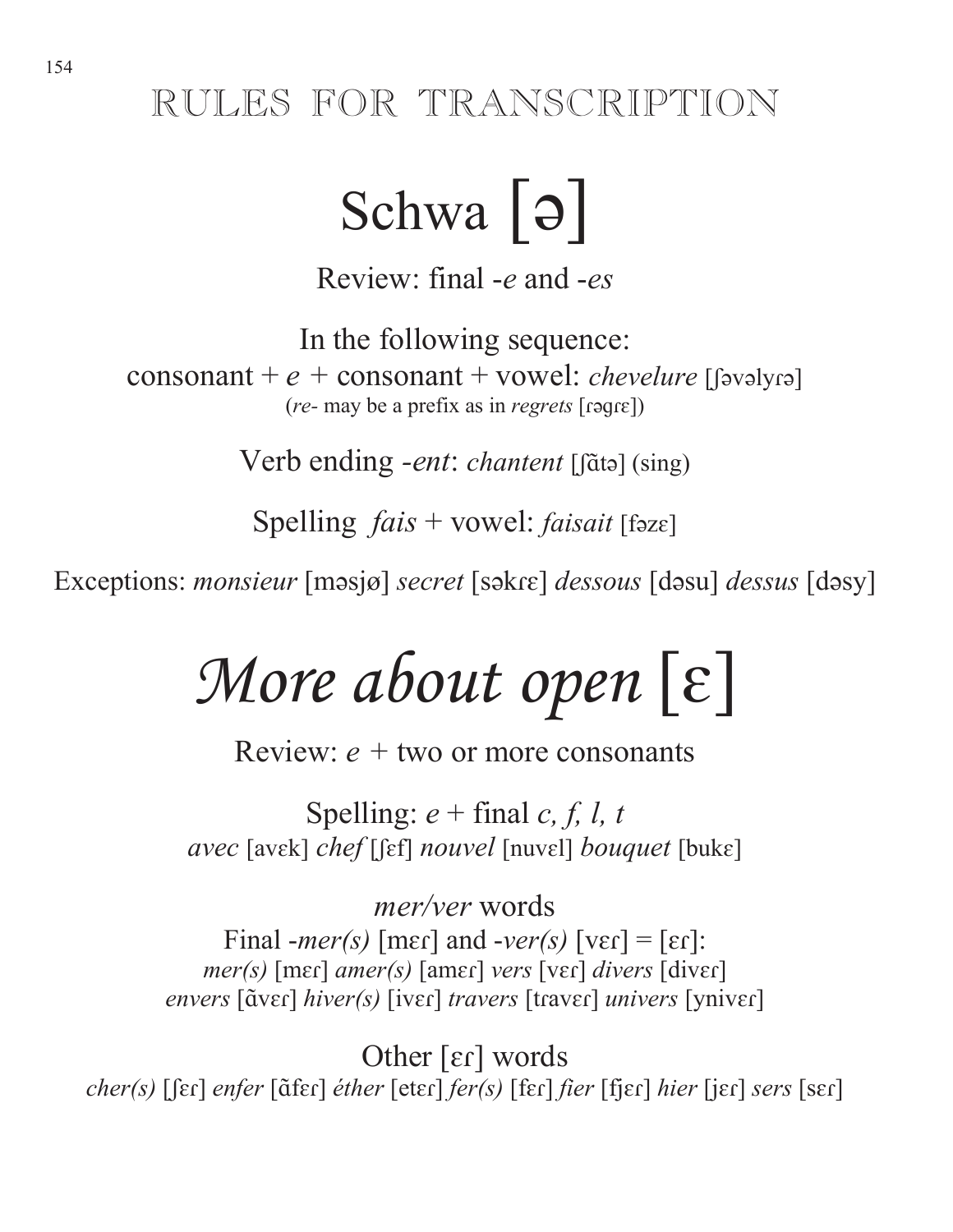# RULES FOR TRANSCRIPTION

## Schwa [ə]

Review: final *-e* and *-es*

In the following sequence:
consonant + *e* + consonant + vowel: *chevelure* [ʃəvəlyɾə]
(*re-* may be a prefix as in *regrets* [ɾəgɾɛ])

Verb ending *-ent*: *chantent* [ʃɑ̃tə] (sing)

Spelling *fais* + vowel: *faisait* [fəzɛ]

Exceptions: *monsieur* [məsjø] *secret* [səkɾɛ] *dessous* [dəsu] *dessus* [dəsy]

## *More about open* [ɛ]

Review: *e* + two or more consonants

Spelling: *e* + final *c, f, l, t*
*avec* [avɛk] *chef* [ʃɛf] *nouvel* [nuvɛl] *bouquet* [bukɛ]

*mer/ver* words
Final *-mer(s)* [mɛɾ] and *-ver(s)* [vɛɾ] = [ɛɾ]:
*mer(s)* [mɛɾ] *amer(s)* [amɛɾ] *vers* [vɛɾ] *divers* [divɛɾ]
*envers* [ɑ̃vɛɾ] *hiver(s)* [ivɛɾ] *travers* [tɾavɛɾ] *univers* [ynivɛɾ]

Other [ɛɾ] words
*cher(s)* [ʃɛɾ] *enfer* [ɑ̃fɛɾ] *éther* [etɛɾ] *fer(s)* [fɛɾ] *fier* [fjɛɾ] *hier* [jɛɾ] *sers* [sɛɾ]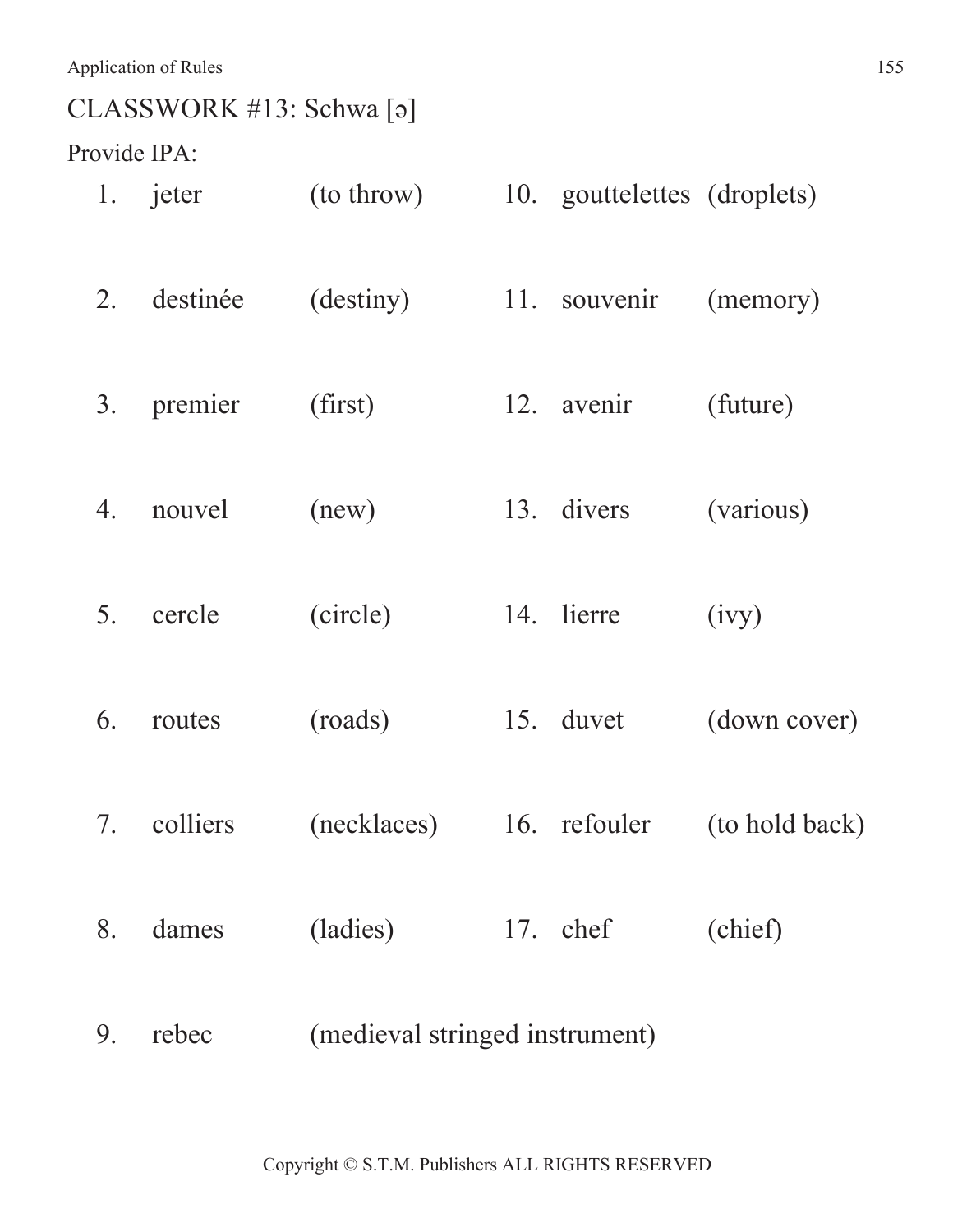## CLASSWORK #13: Schwa [ə]

Provide IPA:

1. jeter (to throw)
2. destinée (destiny)
3. premier (first)
4. nouvel (new)
5. cercle (circle)
6. routes (roads)
7. colliers (necklaces)
8. dames (ladies)
9. rebec (medieval stringed instrument)
10. gouttelettes (droplets)
11. souvenir (memory)
12. avenir (future)
13. divers (various)
14. lierre (ivy)
15. duvet (down cover)
16. refouler (to hold back)
17. chef (chief)

Copyright © S.T.M. Publishers ALL RIGHTS RESERVED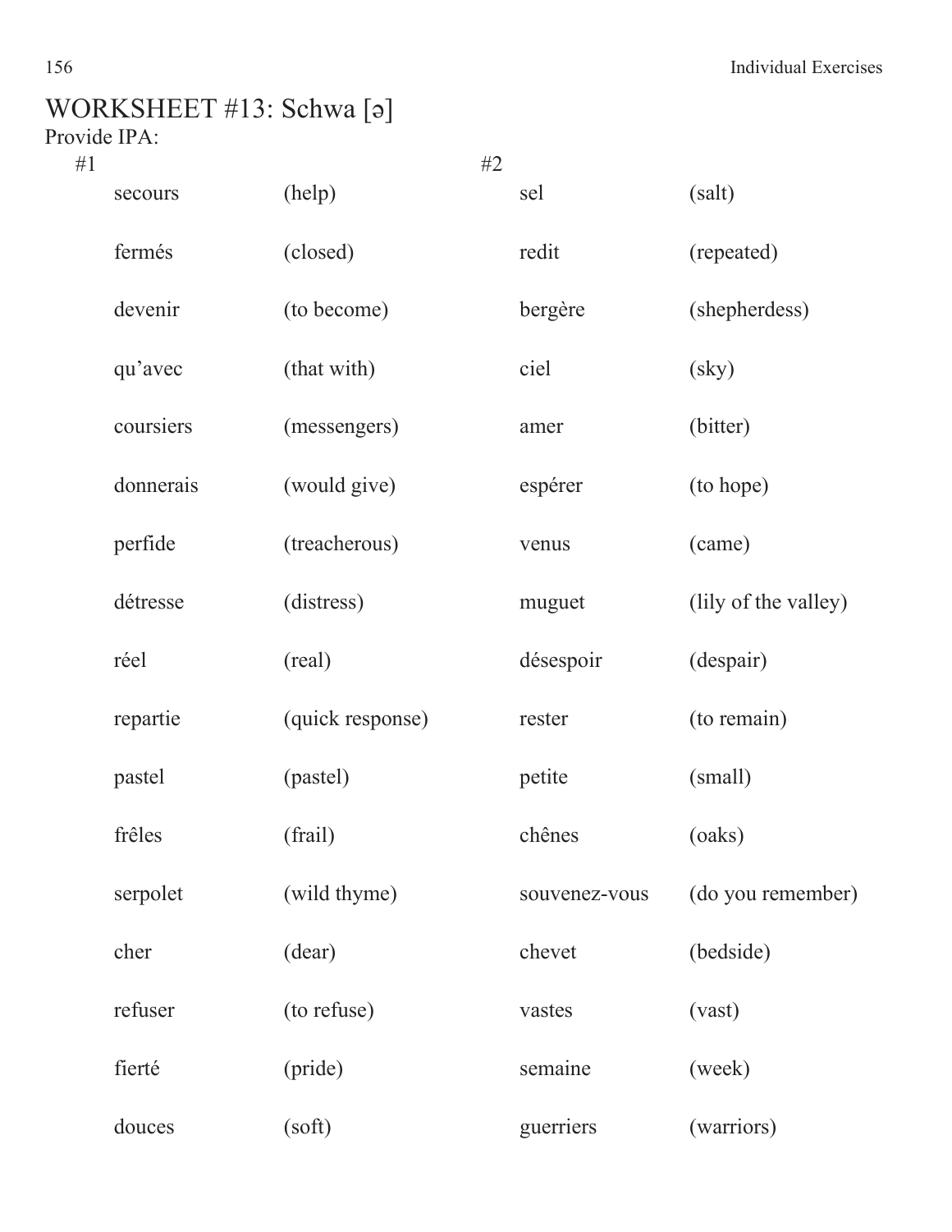# WORKSHEET #13: Schwa [ə]

Provide IPA:

#1

| | |
|---|---|
| secours | (help) |
| fermés | (closed) |
| devenir | (to become) |
| qu'avec | (that with) |
| coursiers | (messengers) |
| donnerais | (would give) |
| perfide | (treacherous) |
| détresse | (distress) |
| réel | (real) |
| repartie | (quick response) |
| pastel | (pastel) |
| frêles | (frail) |
| serpolet | (wild thyme) |
| cher | (dear) |
| refuser | (to refuse) |
| fierté | (pride) |
| douces | (soft) |

#2

| | |
|---|---|
| sel | (salt) |
| redit | (repeated) |
| bergère | (shepherdess) |
| ciel | (sky) |
| amer | (bitter) |
| espérer | (to hope) |
| venus | (came) |
| muguet | (lily of the valley) |
| désespoir | (despair) |
| rester | (to remain) |
| petite | (small) |
| chênes | (oaks) |
| souvenez-vous | (do you remember) |
| chevet | (bedside) |
| vastes | (vast) |
| semaine | (week) |
| guerriers | (warriors) |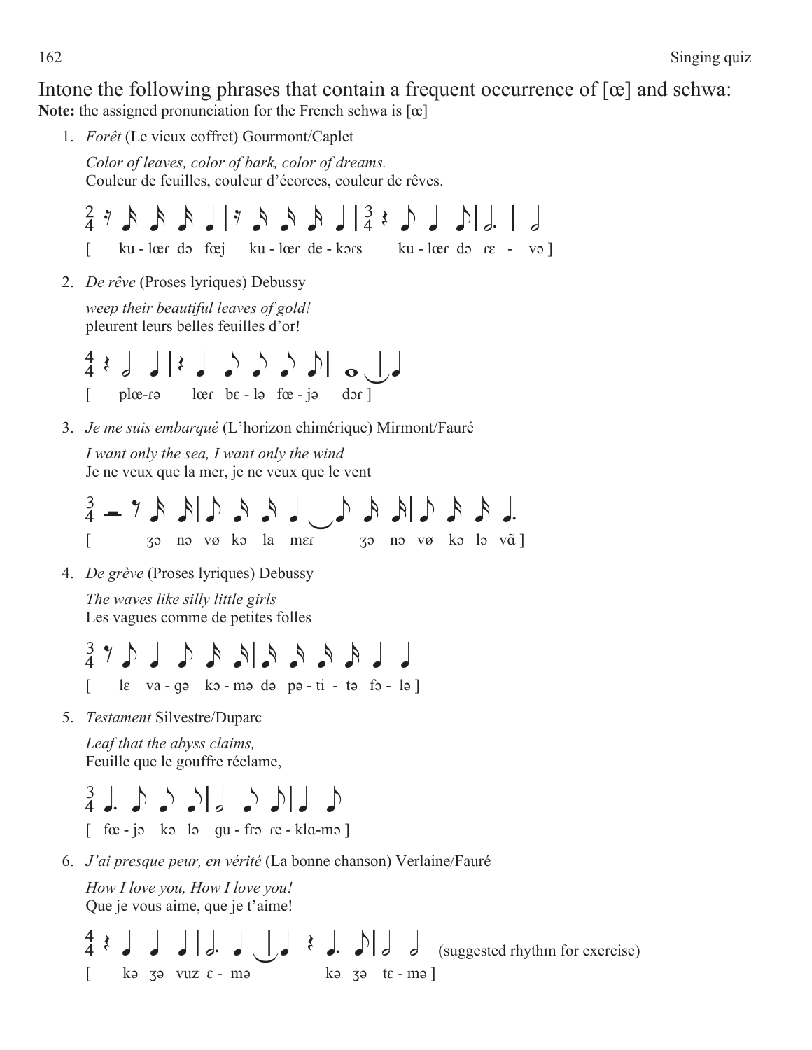Intone the following phrases that contain a frequent occurrence of [œ] and schwa:

**Note:** the assigned pronunciation for the French schwa is [œ]

1. *Forêt* (Le vieux coffret) Gourmont/Caplet

   *Color of leaves, color of bark, color of dreams.*
   Couleur de feuilles, couleur d'écorces, couleur de rêves.

   [ ku - lœɾ də fœj ku - lœɾ de - kɔɾs ku - lœɾ də ɾɛ - və ]

2. *De rêve* (Proses lyriques) Debussy

   *weep their beautiful leaves of gold!*
   pleurent leurs belles feuilles d'or!

   [ plœ-ɾə lœɾ bɛ - lə fœ - jə dɔɾ ]

3. *Je me suis embarqué* (L'horizon chimérique) Mirmont/Fauré

   *I want only the sea, I want only the wind*
   Je ne veux que la mer, je ne veux que le vent

   [ ʒə nə vø kə la mɛɾ ʒə nə vø kə lə vɑ̃ ]

4. *De grève* (Proses lyriques) Debussy

   *The waves like silly little girls*
   Les vagues comme de petites folles

   [ lɛ va - gə kɔ - mə də pə - ti - tə fɔ - lə ]

5. *Testament* Silvestre/Duparc

   *Leaf that the abyss claims,*
   Feuille que le gouffre réclame,

   [ fœ - jə kə lə gu - fɾə ɾe - klɑ-mə ]

6. *J'ai presque peur, en vérité* (La bonne chanson) Verlaine/Fauré

   *How I love you, How I love you!*
   Que je vous aime, que je t'aime!

   (suggested rhythm for exercise)

   [ kə ʒə vuz ɛ - mə kə ʒə tɛ - mə ]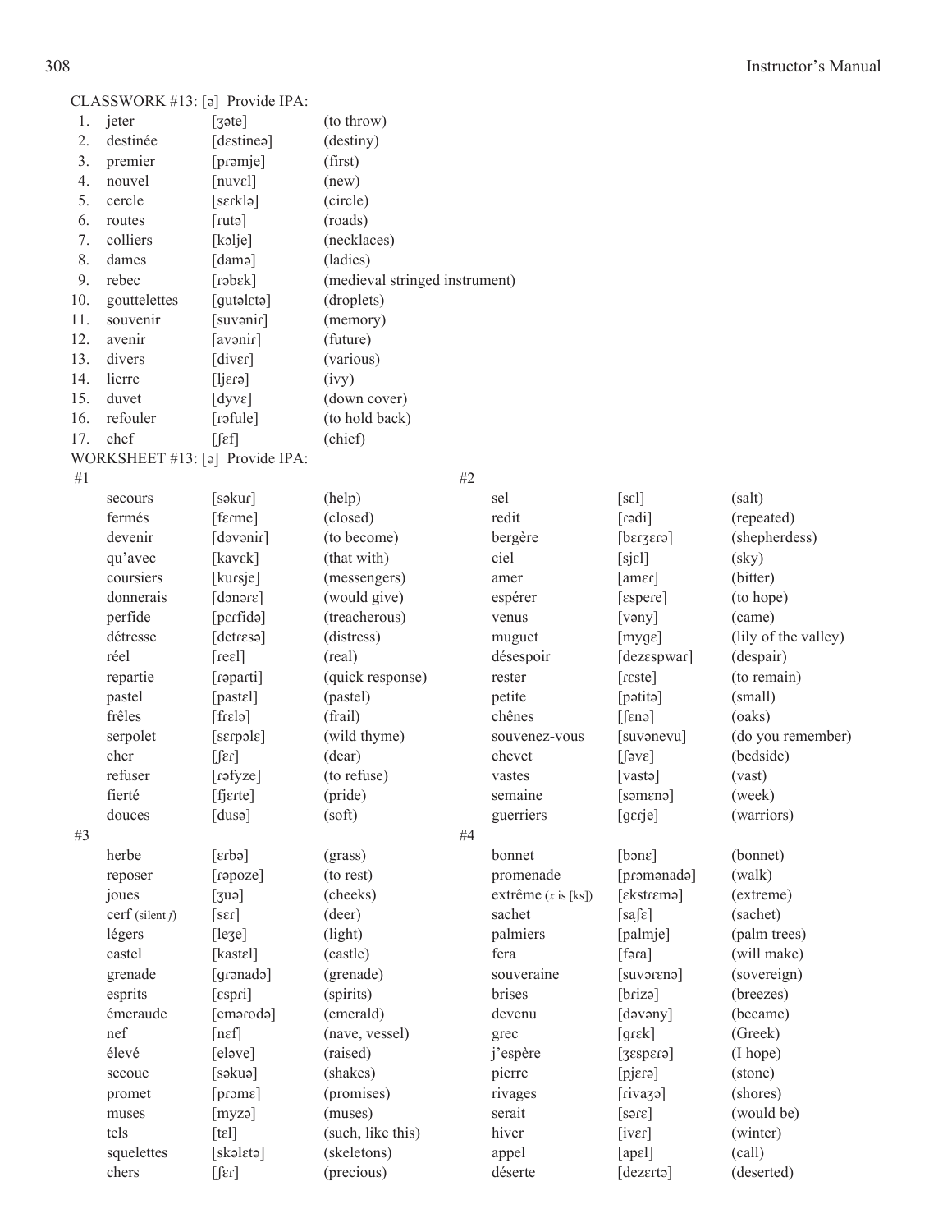CLASSWORK #13: [ə] Provide IPA:

| | | | |
|---|---|---|---|
| 1. | jeter | [ʒəte] | (to throw) |
| 2. | destinée | [dɛstineə] | (destiny) |
| 3. | premier | [pɾəmje] | (first) |
| 4. | nouvel | [nuvɛl] | (new) |
| 5. | cercle | [sɛɾklə] | (circle) |
| 6. | routes | [ɾutə] | (roads) |
| 7. | colliers | [kɔlje] | (necklaces) |
| 8. | dames | [damə] | (ladies) |
| 9. | rebec | [ɾəbɛk] | (medieval stringed instrument) |
| 10. | gouttelettes | [gutəlɛtə] | (droplets) |
| 11. | souvenir | [suvəniɾ] | (memory) |
| 12. | avenir | [avəniɾ] | (future) |
| 13. | divers | [divɛɾ] | (various) |
| 14. | lierre | [ljɛɾə] | (ivy) |
| 15. | duvet | [dyvɛ] | (down cover) |
| 16. | refouler | [ɾəfule] | (to hold back) |
| 17. | chef | [ʃɛf] | (chief) |

WORKSHEET #13: [ə] Provide IPA:

#1

| | | |
|---|---|---|
| secours | [səkuɾ] | (help) |
| fermés | [fɛɾme] | (closed) |
| devenir | [dəvəniɾ] | (to become) |
| qu'avec | [kavɛk] | (that with) |
| coursiers | [kuɾsje] | (messengers) |
| donnerais | [dɔnəɾɛ] | (would give) |
| perfide | [pɛɾfidə] | (treacherous) |
| détresse | [detɾɛsə] | (distress) |
| réel | [ɾeɛl] | (real) |
| repartie | [ɾəpaɾti] | (quick response) |
| pastel | [pastɛl] | (pastel) |
| frêles | [fɾɛlə] | (frail) |
| serpolet | [sɛɾpɔlɛ] | (wild thyme) |
| cher | [ʃɛɾ] | (dear) |
| refuser | [ɾəfyze] | (to refuse) |
| fierté | [fjɛɾte] | (pride) |
| douces | [dusə] | (soft) |

#2

| | | |
|---|---|---|
| sel | [sɛl] | (salt) |
| redit | [ɾədi] | (repeated) |
| bergère | [bɛɾʒɛɾə] | (shepherdess) |
| ciel | [sjɛl] | (sky) |
| amer | [amɛɾ] | (bitter) |
| espérer | [ɛspeɾe] | (to hope) |
| venus | [vəny] | (came) |
| muguet | [mygɛ] | (lily of the valley) |
| désespoir | [dezɛspwaɾ] | (despair) |
| rester | [ɾɛste] | (to remain) |
| petite | [pətitə] | (small) |
| chênes | [ʃɛnə] | (oaks) |
| souvenez-vous | [suvənevu] | (do you remember) |
| chevet | [ʃəvɛ] | (bedside) |
| vastes | [vastə] | (vast) |
| semaine | [səmɛnə] | (week) |
| guerriers | [gɛɾje] | (warriors) |

#3

| | | |
|---|---|---|
| herbe | [ɛɾbə] | (grass) |
| reposer | [ɾəpoze] | (to rest) |
| joues | [ʒuə] | (cheeks) |
| cerf (silent *f*) | [sɛɾ] | (deer) |
| légers | [leʒe] | (light) |
| castel | [kastɛl] | (castle) |
| grenade | [gɾənadə] | (grenade) |
| esprits | [ɛspɾi] | (spirits) |
| émeraude | [eməɾodə] | (emerald) |
| nef | [nɛf] | (nave, vessel) |
| élevé | [eləve] | (raised) |
| secoue | [səkuə] | (shakes) |
| promet | [pɾɔmɛ] | (promises) |
| muses | [myzə] | (muses) |
| tels | [tɛl] | (such, like this) |
| squelettes | [skəlɛtə] | (skeletons) |
| chers | [ʃɛɾ] | (precious) |

#4

| | | |
|---|---|---|
| bonnet | [bɔnɛ] | (bonnet) |
| promenade | [pɾɔmənadə] | (walk) |
| extrême (*x* is [ks]) | [ɛkstɾɛmə] | (extreme) |
| sachet | [saʃɛ] | (sachet) |
| palmiers | [palmje] | (palm trees) |
| fera | [fəɾa] | (will make) |
| souveraine | [suvəɾɛnə] | (sovereign) |
| brises | [bɾizə] | (breezes) |
| devenu | [dəvəny] | (became) |
| grec | [gɾɛk] | (Greek) |
| j'espère | [ʒɛspɛɾə] | (I hope) |
| pierre | [pjɛɾə] | (stone) |
| rivages | [ɾivaʒə] | (shores) |
| serait | [səɾɛ] | (would be) |
| hiver | [ivɛɾ] | (winter) |
| appel | [apɛl] | (call) |
| déserte | [dezɛɾtə] | (deserted) |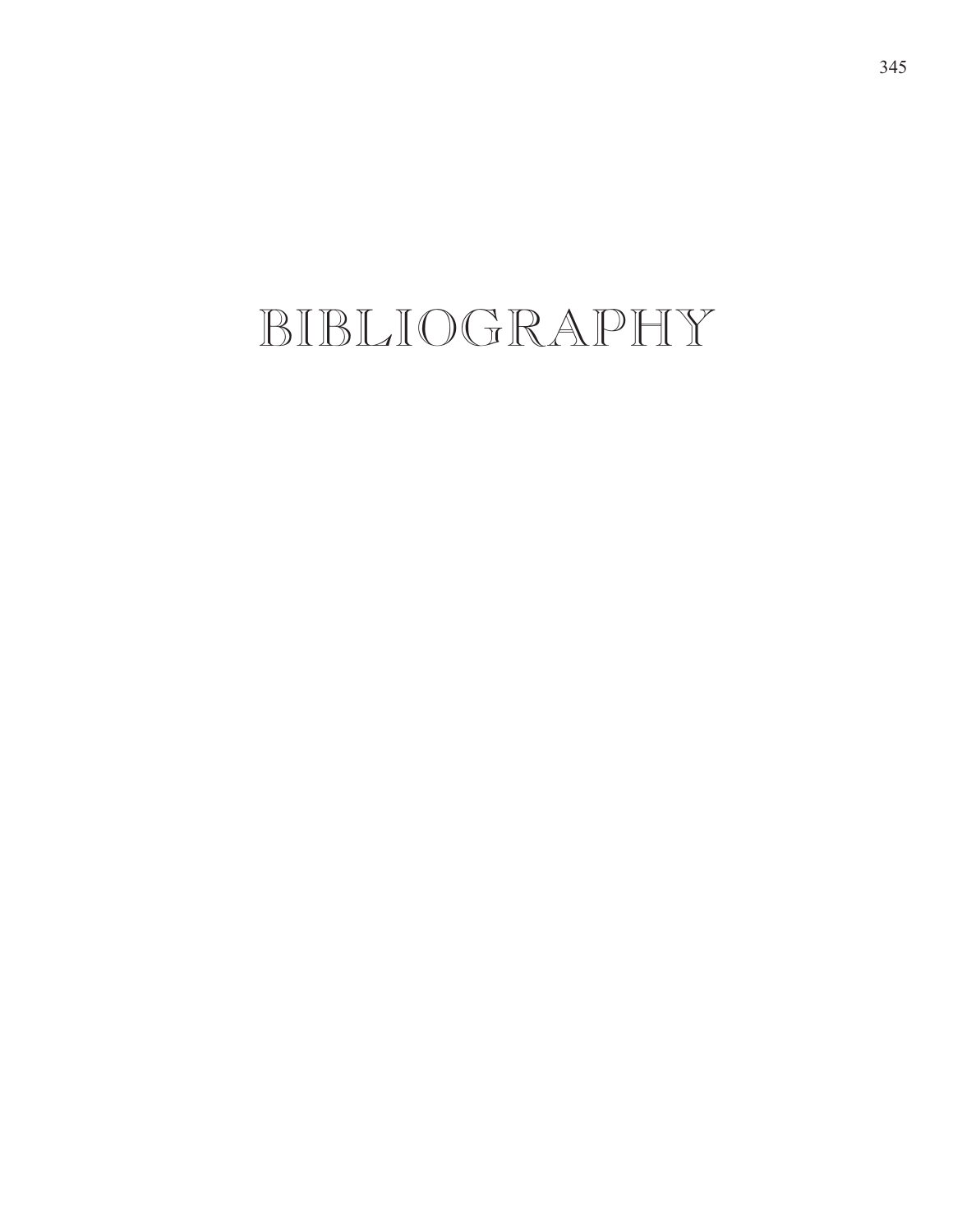# BIBLIOGRAPHY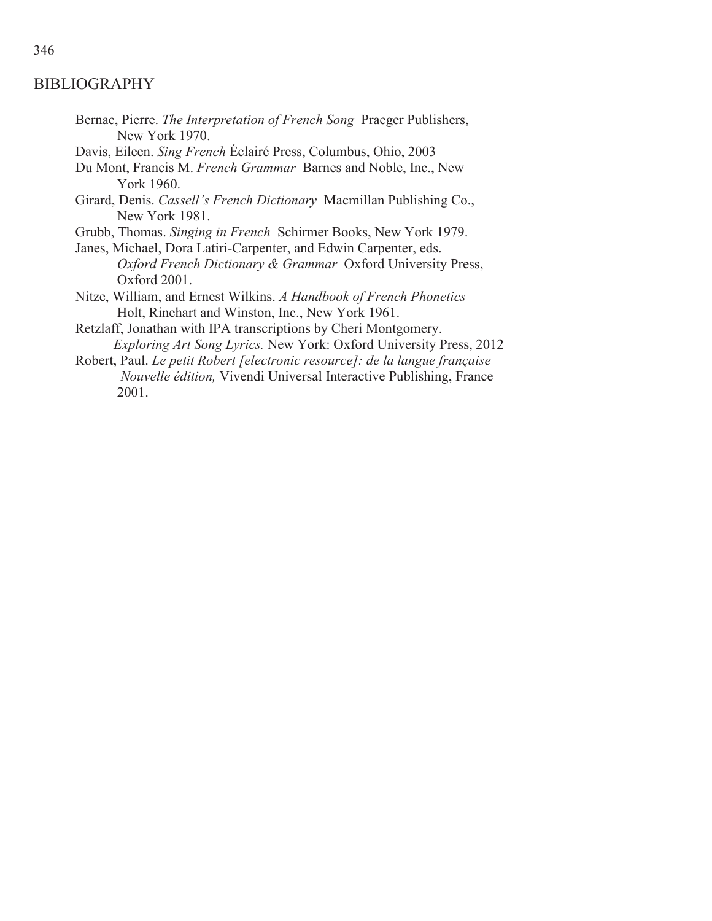# BIBLIOGRAPHY

Bernac, Pierre. *The Interpretation of French Song* Praeger Publishers, New York 1970.

Davis, Eileen. *Sing French* Éclairé Press, Columbus, Ohio, 2003

Du Mont, Francis M. *French Grammar* Barnes and Noble, Inc., New York 1960.

Girard, Denis. *Cassell's French Dictionary* Macmillan Publishing Co., New York 1981.

Grubb, Thomas. *Singing in French* Schirmer Books, New York 1979.

Janes, Michael, Dora Latiri-Carpenter, and Edwin Carpenter, eds. *Oxford French Dictionary & Grammar* Oxford University Press, Oxford 2001.

Nitze, William, and Ernest Wilkins. *A Handbook of French Phonetics* Holt, Rinehart and Winston, Inc., New York 1961.

Retzlaff, Jonathan with IPA transcriptions by Cheri Montgomery. *Exploring Art Song Lyrics.* New York: Oxford University Press, 2012

Robert, Paul. *Le petit Robert [electronic resource]: de la langue française Nouvelle édition,* Vivendi Universal Interactive Publishing, France 2001.